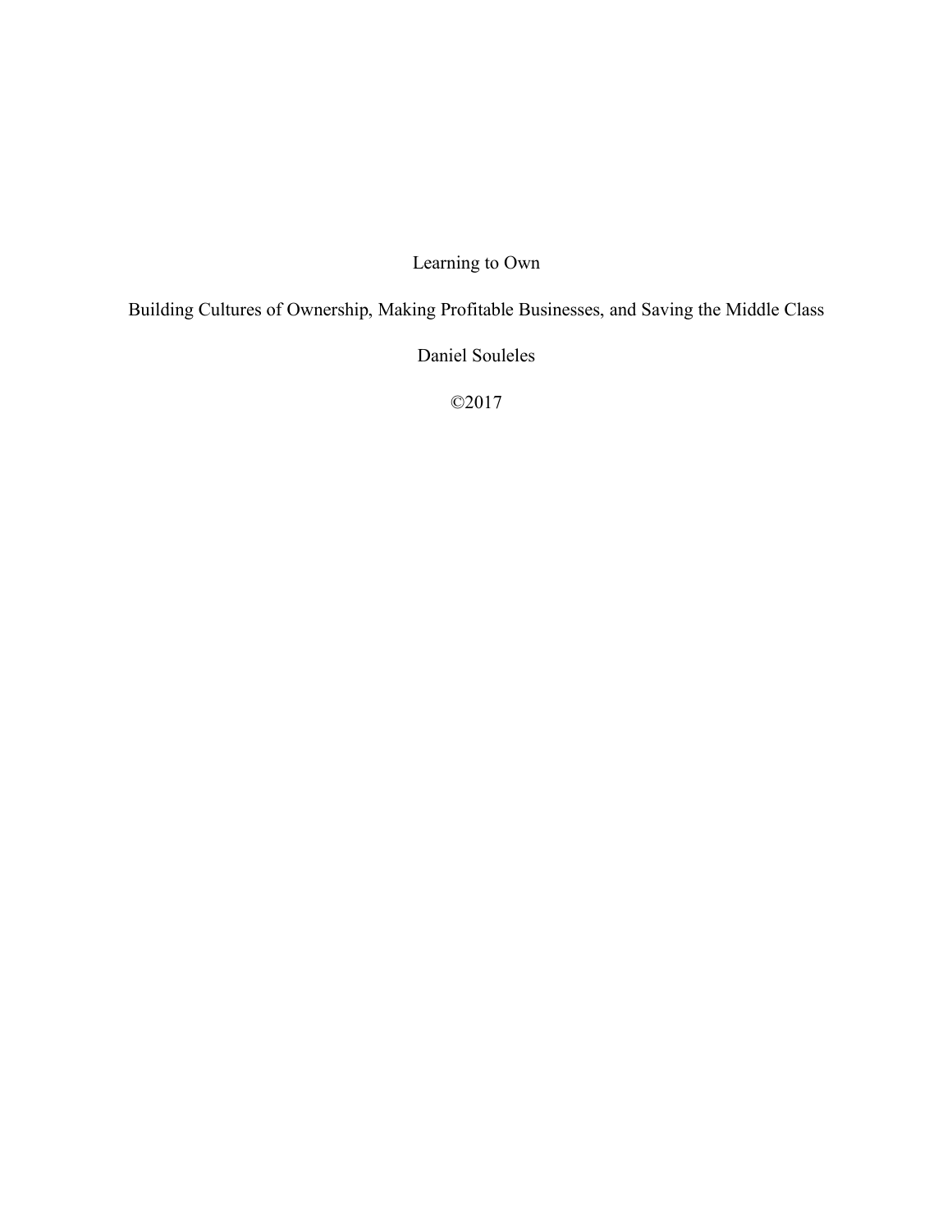# Learning to Own

## Building Cultures of Ownership, Making Profitable Businesses, and Saving the Middle Class

Daniel Souleles

©2017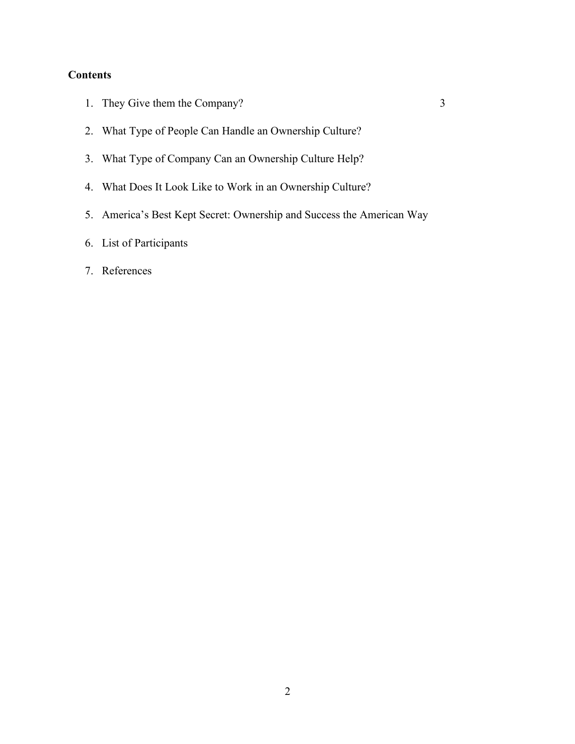**Contents**

1. They Give them the Company? 3
2. What Type of People Can Handle an Ownership Culture?
3. What Type of Company Can an Ownership Culture Help?
4. What Does It Look Like to Work in an Ownership Culture?
5. America's Best Kept Secret: Ownership and Success the American Way
6. List of Participants
7. References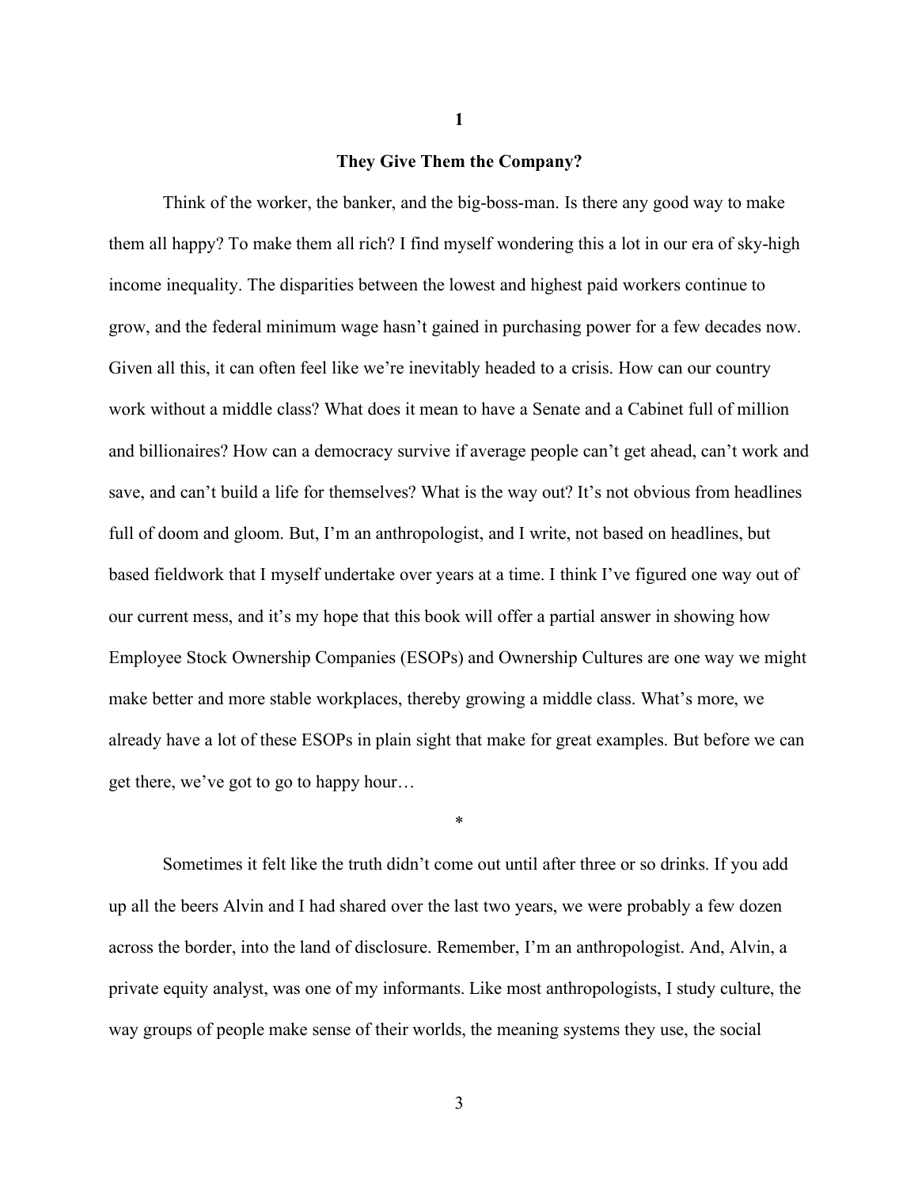# 1

## They Give Them the Company?

Think of the worker, the banker, and the big-boss-man. Is there any good way to make them all happy? To make them all rich? I find myself wondering this a lot in our era of sky-high income inequality. The disparities between the lowest and highest paid workers continue to grow, and the federal minimum wage hasn't gained in purchasing power for a few decades now. Given all this, it can often feel like we're inevitably headed to a crisis. How can our country work without a middle class? What does it mean to have a Senate and a Cabinet full of million and billionaires? How can a democracy survive if average people can't get ahead, can't work and save, and can't build a life for themselves? What is the way out? It's not obvious from headlines full of doom and gloom. But, I'm an anthropologist, and I write, not based on headlines, but based fieldwork that I myself undertake over years at a time. I think I've figured one way out of our current mess, and it's my hope that this book will offer a partial answer in showing how Employee Stock Ownership Companies (ESOPs) and Ownership Cultures are one way we might make better and more stable workplaces, thereby growing a middle class. What's more, we already have a lot of these ESOPs in plain sight that make for great examples. But before we can get there, we've got to go to happy hour…

*

Sometimes it felt like the truth didn't come out until after three or so drinks. If you add up all the beers Alvin and I had shared over the last two years, we were probably a few dozen across the border, into the land of disclosure. Remember, I'm an anthropologist. And, Alvin, a private equity analyst, was one of my informants. Like most anthropologists, I study culture, the way groups of people make sense of their worlds, the meaning systems they use, the social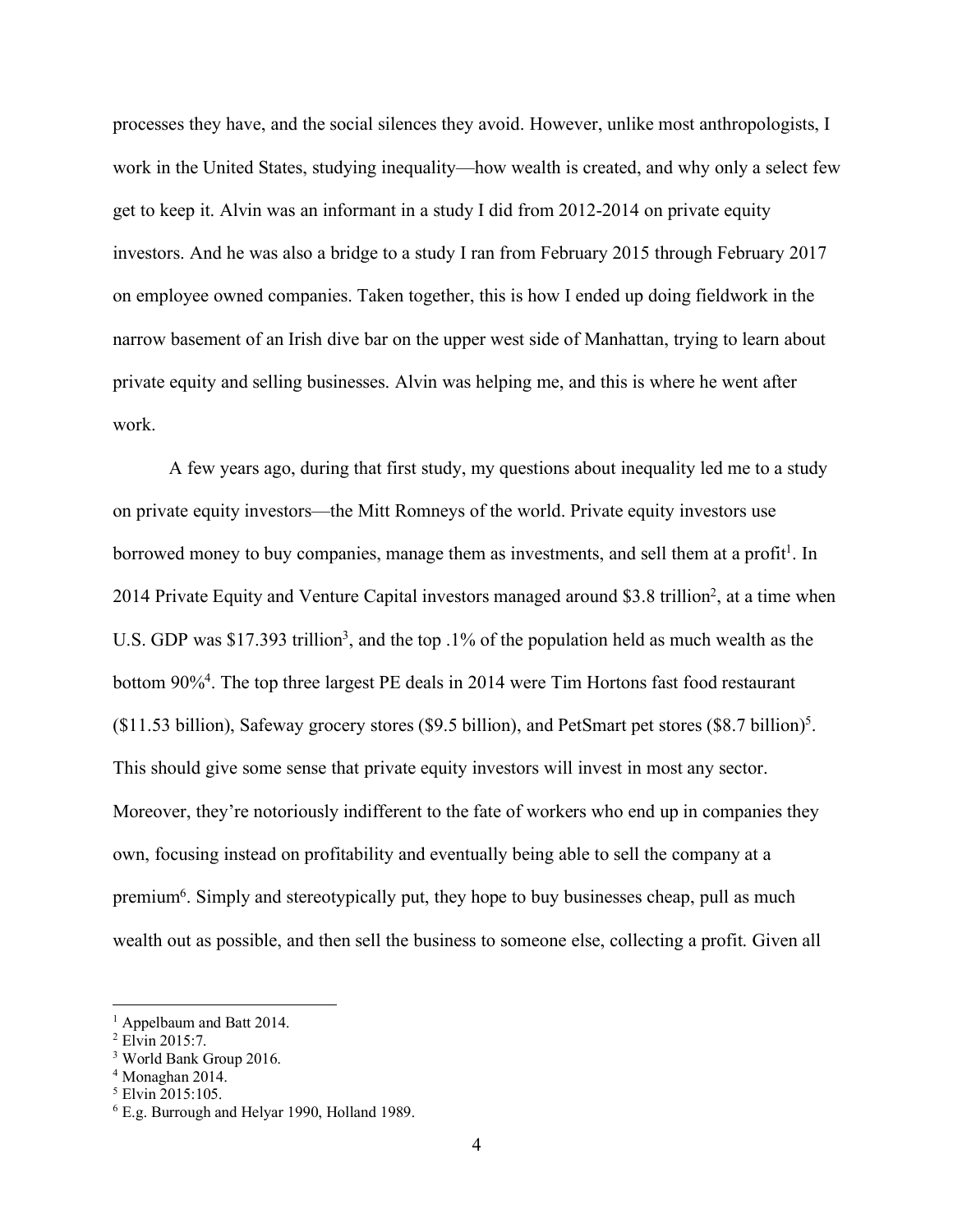processes they have, and the social silences they avoid. However, unlike most anthropologists, I work in the United States, studying inequality—how wealth is created, and why only a select few get to keep it. Alvin was an informant in a study I did from 2012-2014 on private equity investors. And he was also a bridge to a study I ran from February 2015 through February 2017 on employee owned companies. Taken together, this is how I ended up doing fieldwork in the narrow basement of an Irish dive bar on the upper west side of Manhattan, trying to learn about private equity and selling businesses. Alvin was helping me, and this is where he went after work.

A few years ago, during that first study, my questions about inequality led me to a study on private equity investors—the Mitt Romneys of the world. Private equity investors use borrowed money to buy companies, manage them as investments, and sell them at a profit[1]. In 2014 Private Equity and Venture Capital investors managed around $3.8 trillion[2], at a time when U.S. GDP was $17.393 trillion[3], and the top .1% of the population held as much wealth as the bottom 90%[4]. The top three largest PE deals in 2014 were Tim Hortons fast food restaurant ($11.53 billion), Safeway grocery stores ($9.5 billion), and PetSmart pet stores ($8.7 billion)[5]. This should give some sense that private equity investors will invest in most any sector. Moreover, they're notoriously indifferent to the fate of workers who end up in companies they own, focusing instead on profitability and eventually being able to sell the company at a premium[6]. Simply and stereotypically put, they hope to buy businesses cheap, pull as much wealth out as possible, and then sell the business to someone else, collecting a profit. Given all

[1] Appelbaum and Batt 2014.

[2] Elvin 2015:7.

[3] World Bank Group 2016.

[4] Monaghan 2014.

[5] Elvin 2015:105.

[6] E.g. Burrough and Helyar 1990, Holland 1989.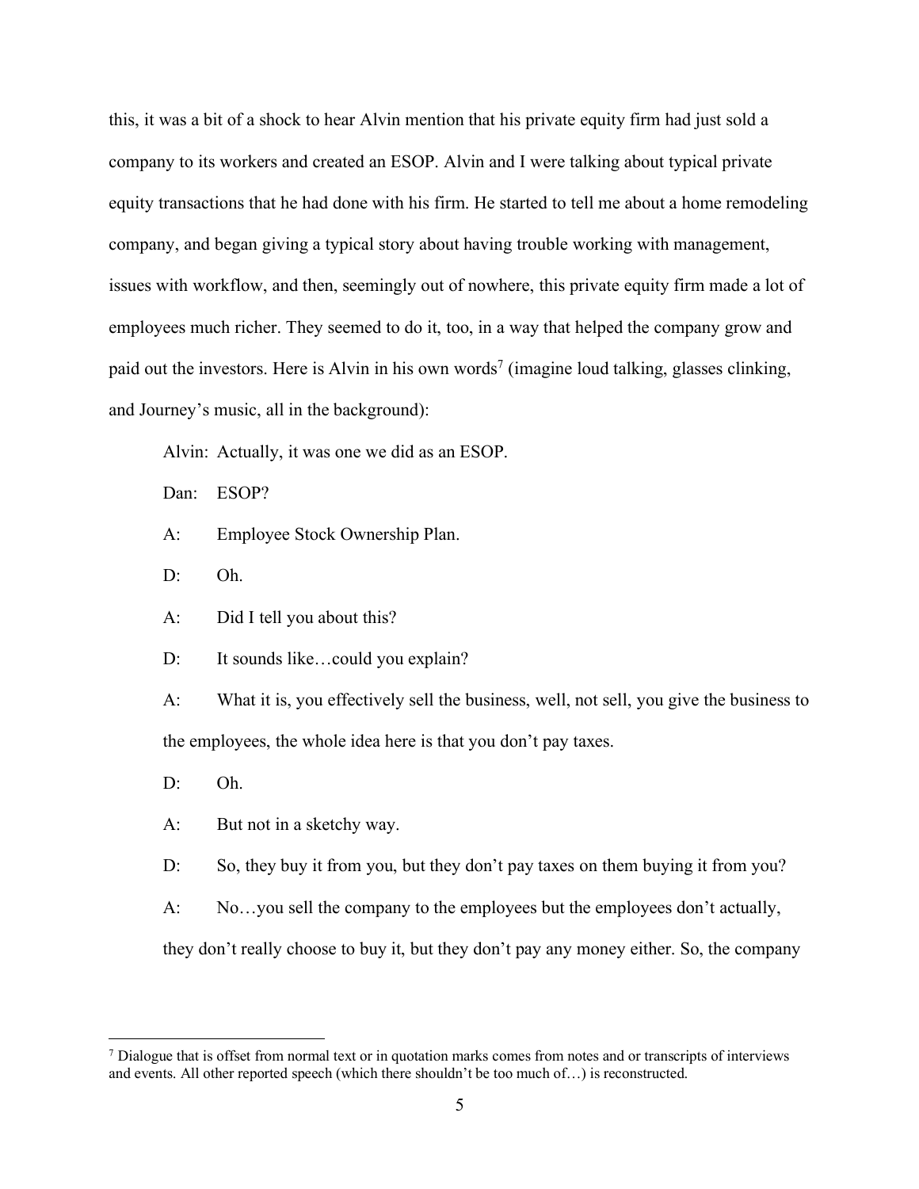this, it was a bit of a shock to hear Alvin mention that his private equity firm had just sold a company to its workers and created an ESOP. Alvin and I were talking about typical private equity transactions that he had done with his firm. He started to tell me about a home remodeling company, and began giving a typical story about having trouble working with management, issues with workflow, and then, seemingly out of nowhere, this private equity firm made a lot of employees much richer. They seemed to do it, too, in a way that helped the company grow and paid out the investors. Here is Alvin in his own words[7] (imagine loud talking, glasses clinking, and Journey's music, all in the background):

Alvin: Actually, it was one we did as an ESOP.

Dan: ESOP?

A: Employee Stock Ownership Plan.

D: Oh.

A: Did I tell you about this?

D: It sounds like…could you explain?

A: What it is, you effectively sell the business, well, not sell, you give the business to the employees, the whole idea here is that you don't pay taxes.

D: Oh.

A: But not in a sketchy way.

D: So, they buy it from you, but they don't pay taxes on them buying it from you?

A: No…you sell the company to the employees but the employees don't actually, they don't really choose to buy it, but they don't pay any money either. So, the company

[7] Dialogue that is offset from normal text or in quotation marks comes from notes and or transcripts of interviews and events. All other reported speech (which there shouldn't be too much of…) is reconstructed.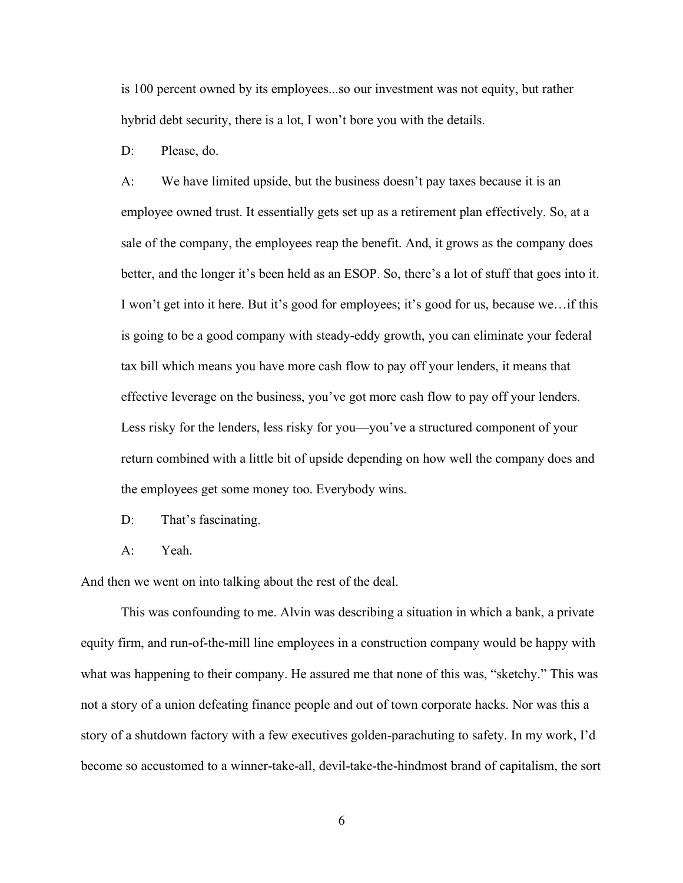is 100 percent owned by its employees...so our investment was not equity, but rather hybrid debt security, there is a lot, I won't bore you with the details.

D: Please, do.

A: We have limited upside, but the business doesn't pay taxes because it is an employee owned trust. It essentially gets set up as a retirement plan effectively. So, at a sale of the company, the employees reap the benefit. And, it grows as the company does better, and the longer it's been held as an ESOP. So, there's a lot of stuff that goes into it. I won't get into it here. But it's good for employees; it's good for us, because we…if this is going to be a good company with steady-eddy growth, you can eliminate your federal tax bill which means you have more cash flow to pay off your lenders, it means that effective leverage on the business, you've got more cash flow to pay off your lenders. Less risky for the lenders, less risky for you—you've a structured component of your return combined with a little bit of upside depending on how well the company does and the employees get some money too. Everybody wins.

D: That's fascinating.

A: Yeah.

And then we went on into talking about the rest of the deal.

This was confounding to me. Alvin was describing a situation in which a bank, a private equity firm, and run-of-the-mill line employees in a construction company would be happy with what was happening to their company. He assured me that none of this was, "sketchy." This was not a story of a union defeating finance people and out of town corporate hacks. Nor was this a story of a shutdown factory with a few executives golden-parachuting to safety. In my work, I'd become so accustomed to a winner-take-all, devil-take-the-hindmost brand of capitalism, the sort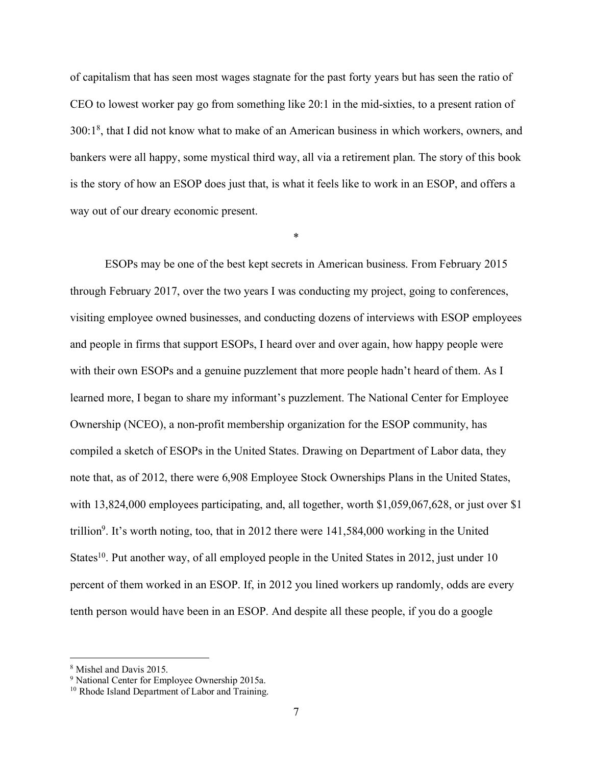of capitalism that has seen most wages stagnate for the past forty years but has seen the ratio of CEO to lowest worker pay go from something like 20:1 in the mid-sixties, to a present ration of 300:1[8], that I did not know what to make of an American business in which workers, owners, and bankers were all happy, some mystical third way, all via a retirement plan. The story of this book is the story of how an ESOP does just that, is what it feels like to work in an ESOP, and offers a way out of our dreary economic present.

*

ESOPs may be one of the best kept secrets in American business. From February 2015 through February 2017, over the two years I was conducting my project, going to conferences, visiting employee owned businesses, and conducting dozens of interviews with ESOP employees and people in firms that support ESOPs, I heard over and over again, how happy people were with their own ESOPs and a genuine puzzlement that more people hadn't heard of them. As I learned more, I began to share my informant's puzzlement. The National Center for Employee Ownership (NCEO), a non-profit membership organization for the ESOP community, has compiled a sketch of ESOPs in the United States. Drawing on Department of Labor data, they note that, as of 2012, there were 6,908 Employee Stock Ownerships Plans in the United States, with 13,824,000 employees participating, and, all together, worth $1,059,067,628, or just over $1 trillion[9]. It's worth noting, too, that in 2012 there were 141,584,000 working in the United States[10]. Put another way, of all employed people in the United States in 2012, just under 10 percent of them worked in an ESOP. If, in 2012 you lined workers up randomly, odds are every tenth person would have been in an ESOP. And despite all these people, if you do a google

---

[8] Mishel and Davis 2015.

[9] National Center for Employee Ownership 2015a.

[10] Rhode Island Department of Labor and Training.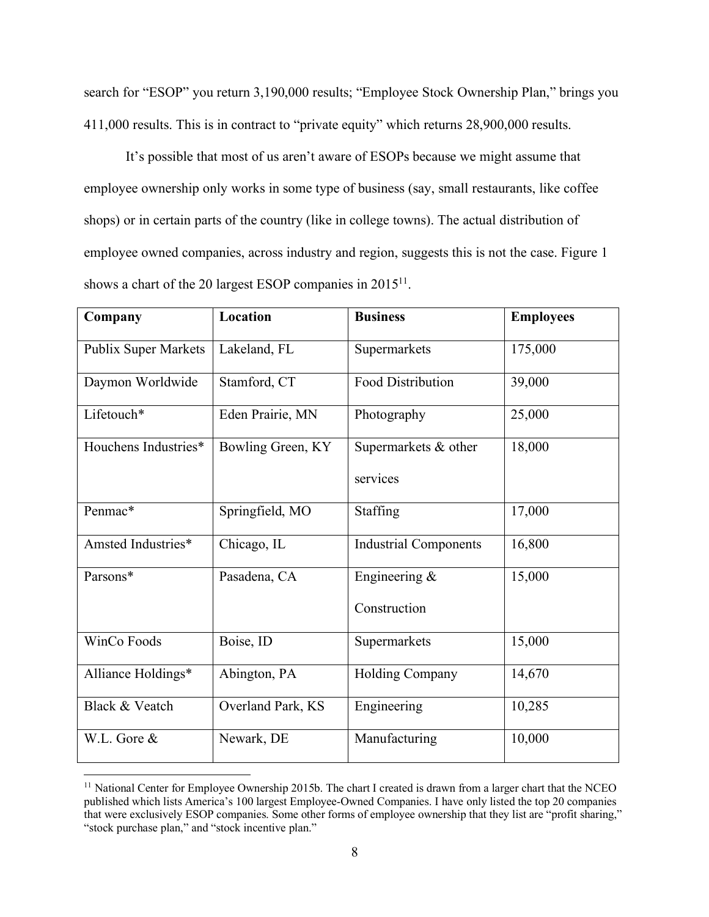search for "ESOP" you return 3,190,000 results; "Employee Stock Ownership Plan," brings you 411,000 results. This is in contract to "private equity" which returns 28,900,000 results.

It's possible that most of us aren't aware of ESOPs because we might assume that employee ownership only works in some type of business (say, small restaurants, like coffee shops) or in certain parts of the country (like in college towns). The actual distribution of employee owned companies, across industry and region, suggests this is not the case. Figure 1 shows a chart of the 20 largest ESOP companies in 2015[11].

| Company | Location | Business | Employees |
| --- | --- | --- | --- |
| Publix Super Markets | Lakeland, FL | Supermarkets | 175,000 |
| Daymon Worldwide | Stamford, CT | Food Distribution | 39,000 |
| Lifetouch* | Eden Prairie, MN | Photography | 25,000 |
| Houchens Industries* | Bowling Green, KY | Supermarkets & other services | 18,000 |
| Penmac* | Springfield, MO | Staffing | 17,000 |
| Amsted Industries* | Chicago, IL | Industrial Components | 16,800 |
| Parsons* | Pasadena, CA | Engineering & Construction | 15,000 |
| WinCo Foods | Boise, ID | Supermarkets | 15,000 |
| Alliance Holdings* | Abington, PA | Holding Company | 14,670 |
| Black & Veatch | Overland Park, KS | Engineering | 10,285 |
| W.L. Gore & | Newark, DE | Manufacturing | 10,000 |

[11] National Center for Employee Ownership 2015b. The chart I created is drawn from a larger chart that the NCEO published which lists America's 100 largest Employee-Owned Companies. I have only listed the top 20 companies that were exclusively ESOP companies. Some other forms of employee ownership that they list are "profit sharing," "stock purchase plan," and "stock incentive plan."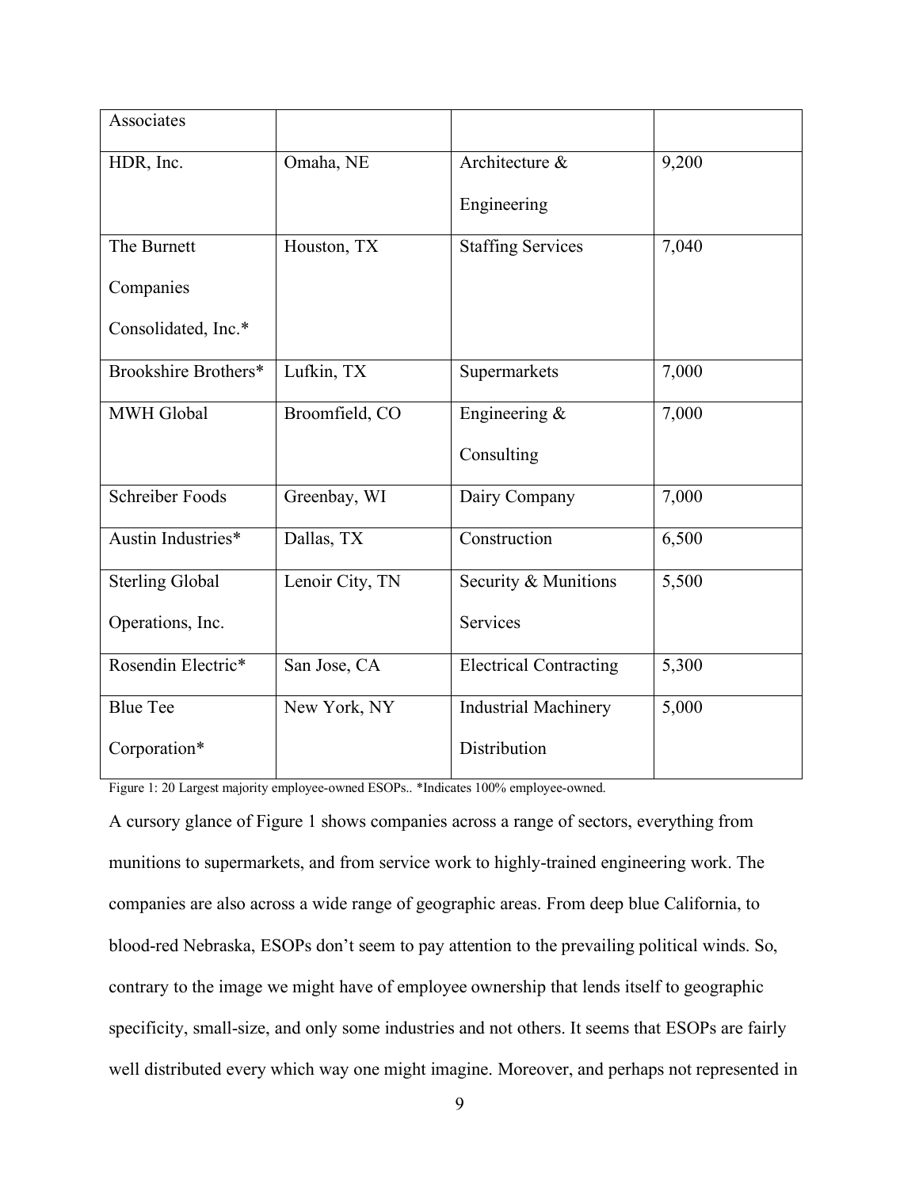| | | | |
|---|---|---|---|
| Associates | | | |
| HDR, Inc. | Omaha, NE | Architecture & Engineering | 9,200 |
| The Burnett Companies Consolidated, Inc.* | Houston, TX | Staffing Services | 7,040 |
| Brookshire Brothers* | Lufkin, TX | Supermarkets | 7,000 |
| MWH Global | Broomfield, CO | Engineering & Consulting | 7,000 |
| Schreiber Foods | Greenbay, WI | Dairy Company | 7,000 |
| Austin Industries* | Dallas, TX | Construction | 6,500 |
| Sterling Global Operations, Inc. | Lenoir City, TN | Security & Munitions Services | 5,500 |
| Rosendin Electric* | San Jose, CA | Electrical Contracting | 5,300 |
| Blue Tee Corporation* | New York, NY | Industrial Machinery Distribution | 5,000 |

Figure 1: 20 Largest majority employee-owned ESOPs.. *Indicates 100% employee-owned.

A cursory glance of Figure 1 shows companies across a range of sectors, everything from munitions to supermarkets, and from service work to highly-trained engineering work. The companies are also across a wide range of geographic areas. From deep blue California, to blood-red Nebraska, ESOPs don't seem to pay attention to the prevailing political winds. So, contrary to the image we might have of employee ownership that lends itself to geographic specificity, small-size, and only some industries and not others. It seems that ESOPs are fairly well distributed every which way one might imagine. Moreover, and perhaps not represented in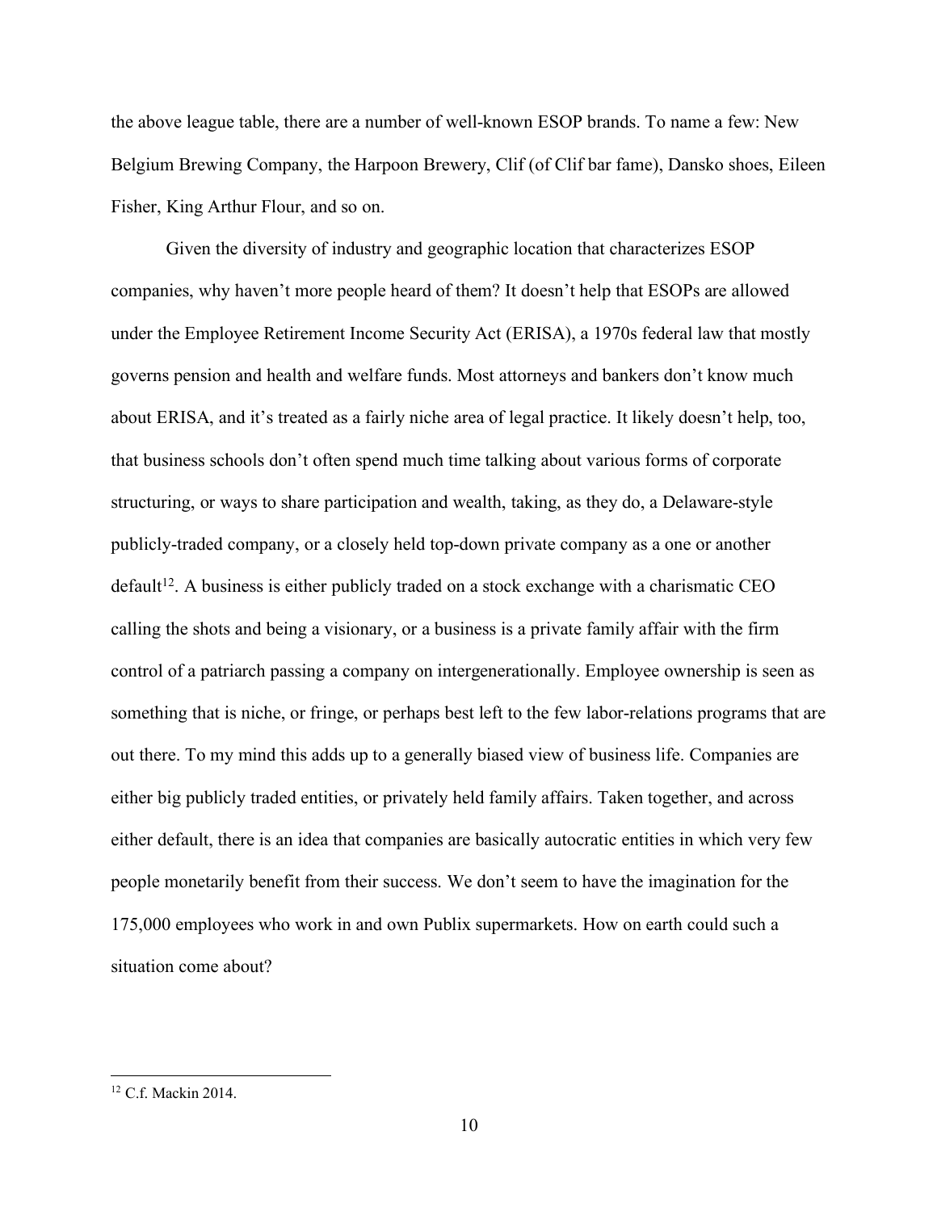the above league table, there are a number of well-known ESOP brands. To name a few: New Belgium Brewing Company, the Harpoon Brewery, Clif (of Clif bar fame), Dansko shoes, Eileen Fisher, King Arthur Flour, and so on.

Given the diversity of industry and geographic location that characterizes ESOP companies, why haven't more people heard of them? It doesn't help that ESOPs are allowed under the Employee Retirement Income Security Act (ERISA), a 1970s federal law that mostly governs pension and health and welfare funds. Most attorneys and bankers don't know much about ERISA, and it's treated as a fairly niche area of legal practice. It likely doesn't help, too, that business schools don't often spend much time talking about various forms of corporate structuring, or ways to share participation and wealth, taking, as they do, a Delaware-style publicly-traded company, or a closely held top-down private company as a one or another default[12]. A business is either publicly traded on a stock exchange with a charismatic CEO calling the shots and being a visionary, or a business is a private family affair with the firm control of a patriarch passing a company on intergenerationally. Employee ownership is seen as something that is niche, or fringe, or perhaps best left to the few labor-relations programs that are out there. To my mind this adds up to a generally biased view of business life. Companies are either big publicly traded entities, or privately held family affairs. Taken together, and across either default, there is an idea that companies are basically autocratic entities in which very few people monetarily benefit from their success. We don't seem to have the imagination for the 175,000 employees who work in and own Publix supermarkets. How on earth could such a situation come about?

[12] C.f. Mackin 2014.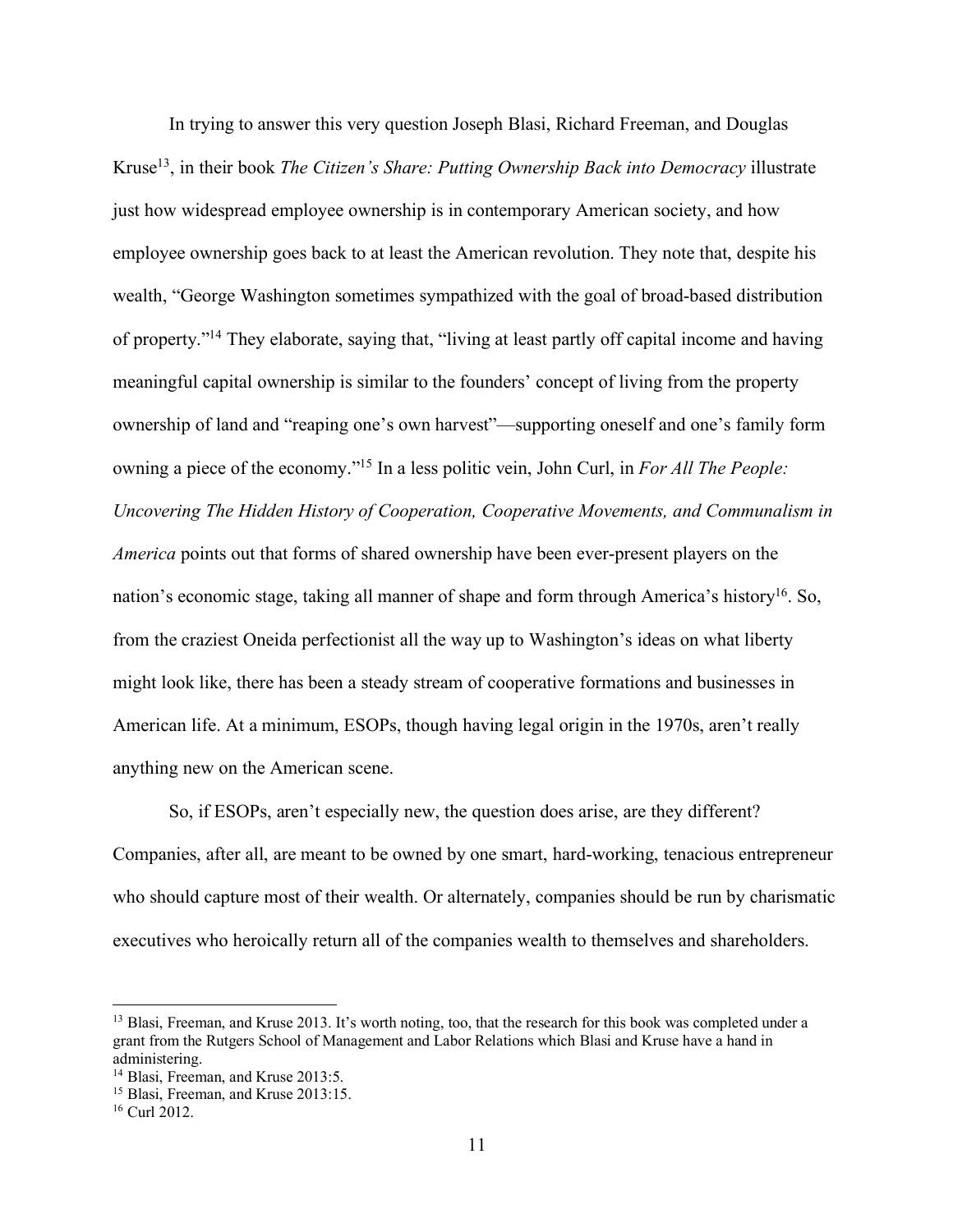In trying to answer this very question Joseph Blasi, Richard Freeman, and Douglas Kruse[13], in their book *The Citizen's Share: Putting Ownership Back into Democracy* illustrate just how widespread employee ownership is in contemporary American society, and how employee ownership goes back to at least the American revolution. They note that, despite his wealth, "George Washington sometimes sympathized with the goal of broad-based distribution of property."[14] They elaborate, saying that, "living at least partly off capital income and having meaningful capital ownership is similar to the founders' concept of living from the property ownership of land and "reaping one's own harvest"—supporting oneself and one's family form owning a piece of the economy."[15] In a less politic vein, John Curl, in *For All The People: Uncovering The Hidden History of Cooperation, Cooperative Movements, and Communalism in America* points out that forms of shared ownership have been ever-present players on the nation's economic stage, taking all manner of shape and form through America's history[16]. So, from the craziest Oneida perfectionist all the way up to Washington's ideas on what liberty might look like, there has been a steady stream of cooperative formations and businesses in American life. At a minimum, ESOPs, though having legal origin in the 1970s, aren't really anything new on the American scene.

So, if ESOPs, aren't especially new, the question does arise, are they different? Companies, after all, are meant to be owned by one smart, hard-working, tenacious entrepreneur who should capture most of their wealth. Or alternately, companies should be run by charismatic executives who heroically return all of the companies wealth to themselves and shareholders.

---

[13] Blasi, Freeman, and Kruse 2013. It's worth noting, too, that the research for this book was completed under a grant from the Rutgers School of Management and Labor Relations which Blasi and Kruse have a hand in administering.

[14] Blasi, Freeman, and Kruse 2013:5.

[15] Blasi, Freeman, and Kruse 2013:15.

[16] Curl 2012.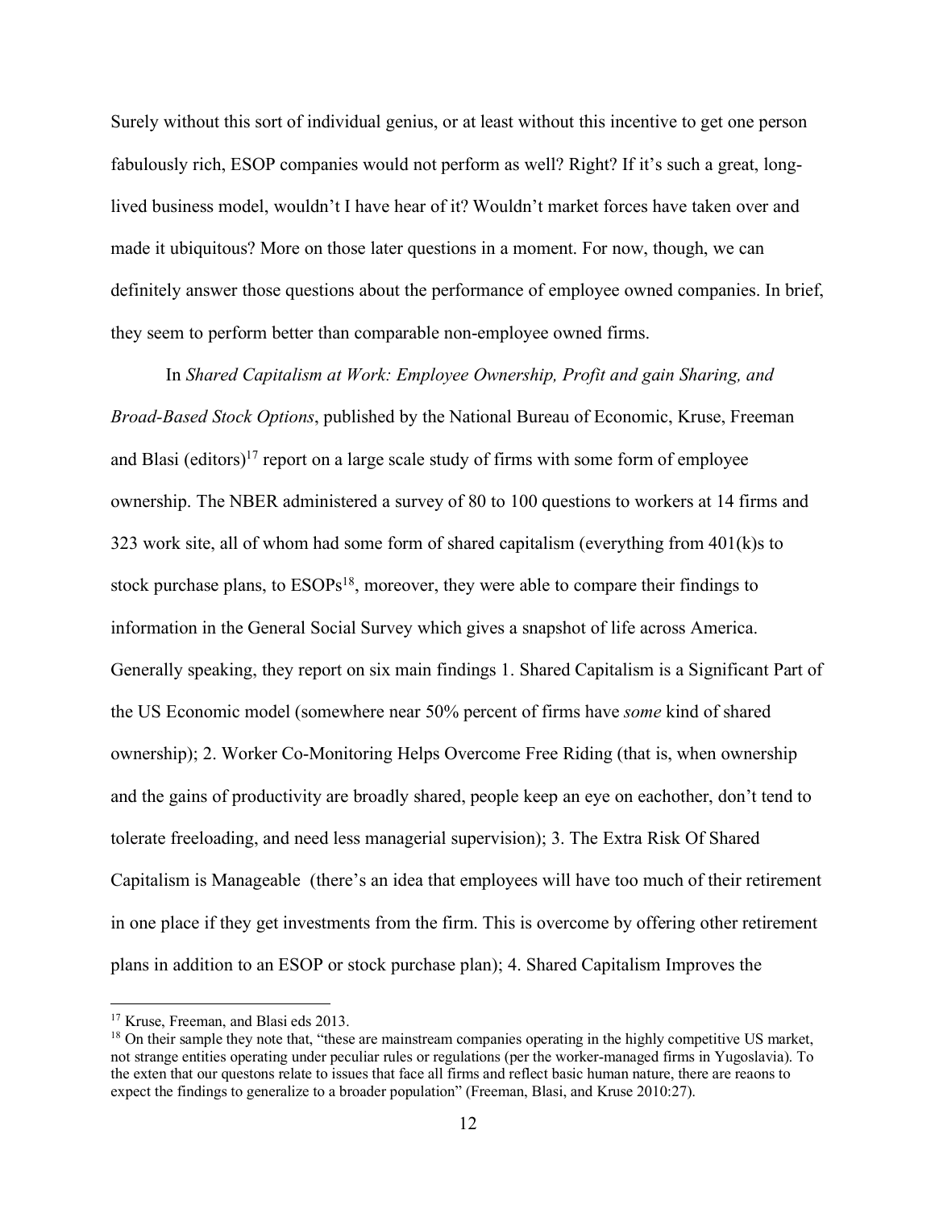Surely without this sort of individual genius, or at least without this incentive to get one person fabulously rich, ESOP companies would not perform as well? Right? If it's such a great, long-lived business model, wouldn't I have hear of it? Wouldn't market forces have taken over and made it ubiquitous? More on those later questions in a moment. For now, though, we can definitely answer those questions about the performance of employee owned companies. In brief, they seem to perform better than comparable non-employee owned firms.

In *Shared Capitalism at Work: Employee Ownership, Profit and gain Sharing, and Broad-Based Stock Options*, published by the National Bureau of Economic, Kruse, Freeman and Blasi (editors)[17] report on a large scale study of firms with some form of employee ownership. The NBER administered a survey of 80 to 100 questions to workers at 14 firms and 323 work site, all of whom had some form of shared capitalism (everything from 401(k)s to stock purchase plans, to ESOPs[18], moreover, they were able to compare their findings to information in the General Social Survey which gives a snapshot of life across America. Generally speaking, they report on six main findings 1. Shared Capitalism is a Significant Part of the US Economic model (somewhere near 50% percent of firms have *some* kind of shared ownership); 2. Worker Co-Monitoring Helps Overcome Free Riding (that is, when ownership and the gains of productivity are broadly shared, people keep an eye on eachother, don't tend to tolerate freeloading, and need less managerial supervision); 3. The Extra Risk Of Shared Capitalism is Manageable (there's an idea that employees will have too much of their retirement in one place if they get investments from the firm. This is overcome by offering other retirement plans in addition to an ESOP or stock purchase plan); 4. Shared Capitalism Improves the

[17] Kruse, Freeman, and Blasi eds 2013.

[18] On their sample they note that, "these are mainstream companies operating in the highly competitive US market, not strange entities operating under peculiar rules or regulations (per the worker-managed firms in Yugoslavia). To the exten that our questons relate to issues that face all firms and reflect basic human nature, there are reaons to expect the findings to generalize to a broader population" (Freeman, Blasi, and Kruse 2010:27).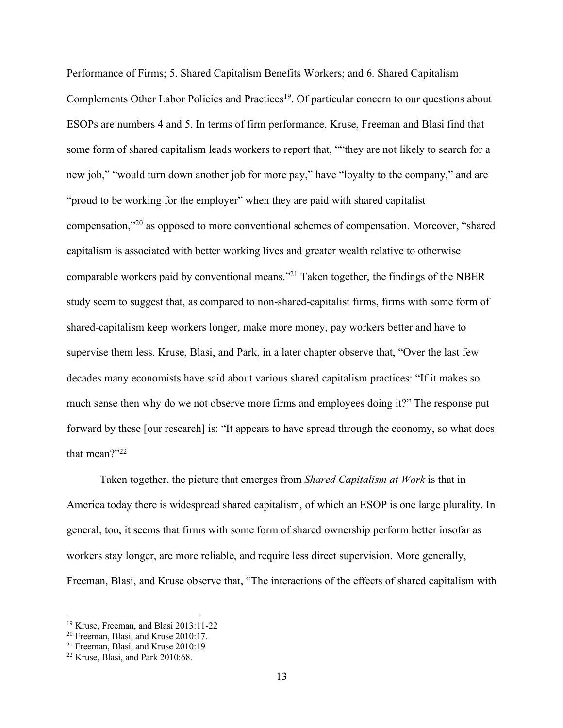Performance of Firms; 5. Shared Capitalism Benefits Workers; and 6. Shared Capitalism Complements Other Labor Policies and Practices[19]. Of particular concern to our questions about ESOPs are numbers 4 and 5. In terms of firm performance, Kruse, Freeman and Blasi find that some form of shared capitalism leads workers to report that, ""they are not likely to search for a new job," "would turn down another job for more pay," have "loyalty to the company," and are "proud to be working for the employer" when they are paid with shared capitalist compensation,"[20] as opposed to more conventional schemes of compensation. Moreover, "shared capitalism is associated with better working lives and greater wealth relative to otherwise comparable workers paid by conventional means."[21] Taken together, the findings of the NBER study seem to suggest that, as compared to non-shared-capitalist firms, firms with some form of shared-capitalism keep workers longer, make more money, pay workers better and have to supervise them less. Kruse, Blasi, and Park, in a later chapter observe that, "Over the last few decades many economists have said about various shared capitalism practices: "If it makes so much sense then why do we not observe more firms and employees doing it?" The response put forward by these [our research] is: "It appears to have spread through the economy, so what does that mean?"[22]

Taken together, the picture that emerges from *Shared Capitalism at Work* is that in America today there is widespread shared capitalism, of which an ESOP is one large plurality. In general, too, it seems that firms with some form of shared ownership perform better insofar as workers stay longer, are more reliable, and require less direct supervision. More generally, Freeman, Blasi, and Kruse observe that, "The interactions of the effects of shared capitalism with

---

[19] Kruse, Freeman, and Blasi 2013:11-22

[20] Freeman, Blasi, and Kruse 2010:17.

[21] Freeman, Blasi, and Kruse 2010:19

[22] Kruse, Blasi, and Park 2010:68.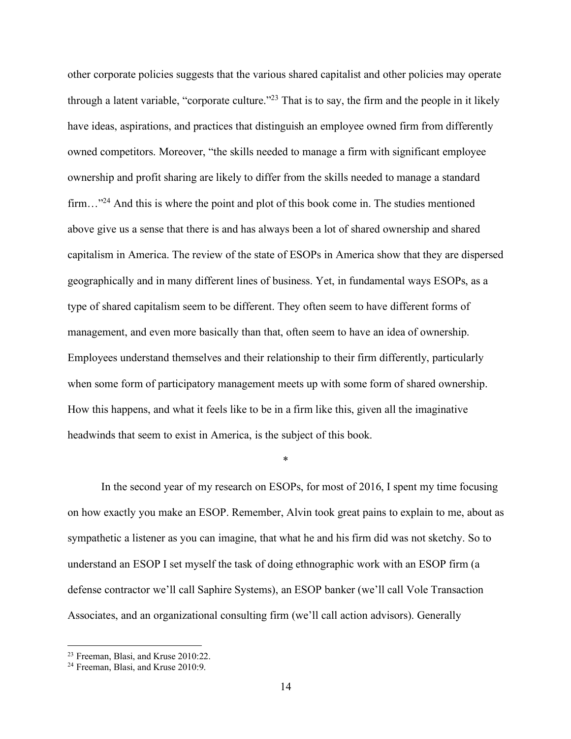other corporate policies suggests that the various shared capitalist and other policies may operate through a latent variable, "corporate culture."[23] That is to say, the firm and the people in it likely have ideas, aspirations, and practices that distinguish an employee owned firm from differently owned competitors. Moreover, "the skills needed to manage a firm with significant employee ownership and profit sharing are likely to differ from the skills needed to manage a standard firm…"[24] And this is where the point and plot of this book come in. The studies mentioned above give us a sense that there is and has always been a lot of shared ownership and shared capitalism in America. The review of the state of ESOPs in America show that they are dispersed geographically and in many different lines of business. Yet, in fundamental ways ESOPs, as a type of shared capitalism seem to be different. They often seem to have different forms of management, and even more basically than that, often seem to have an idea of ownership. Employees understand themselves and their relationship to their firm differently, particularly when some form of participatory management meets up with some form of shared ownership. How this happens, and what it feels like to be in a firm like this, given all the imaginative headwinds that seem to exist in America, is the subject of this book.

*

In the second year of my research on ESOPs, for most of 2016, I spent my time focusing on how exactly you make an ESOP. Remember, Alvin took great pains to explain to me, about as sympathetic a listener as you can imagine, that what he and his firm did was not sketchy. So to understand an ESOP I set myself the task of doing ethnographic work with an ESOP firm (a defense contractor we'll call Saphire Systems), an ESOP banker (we'll call Vole Transaction Associates, and an organizational consulting firm (we'll call action advisors). Generally

[23] Freeman, Blasi, and Kruse 2010:22.

[24] Freeman, Blasi, and Kruse 2010:9.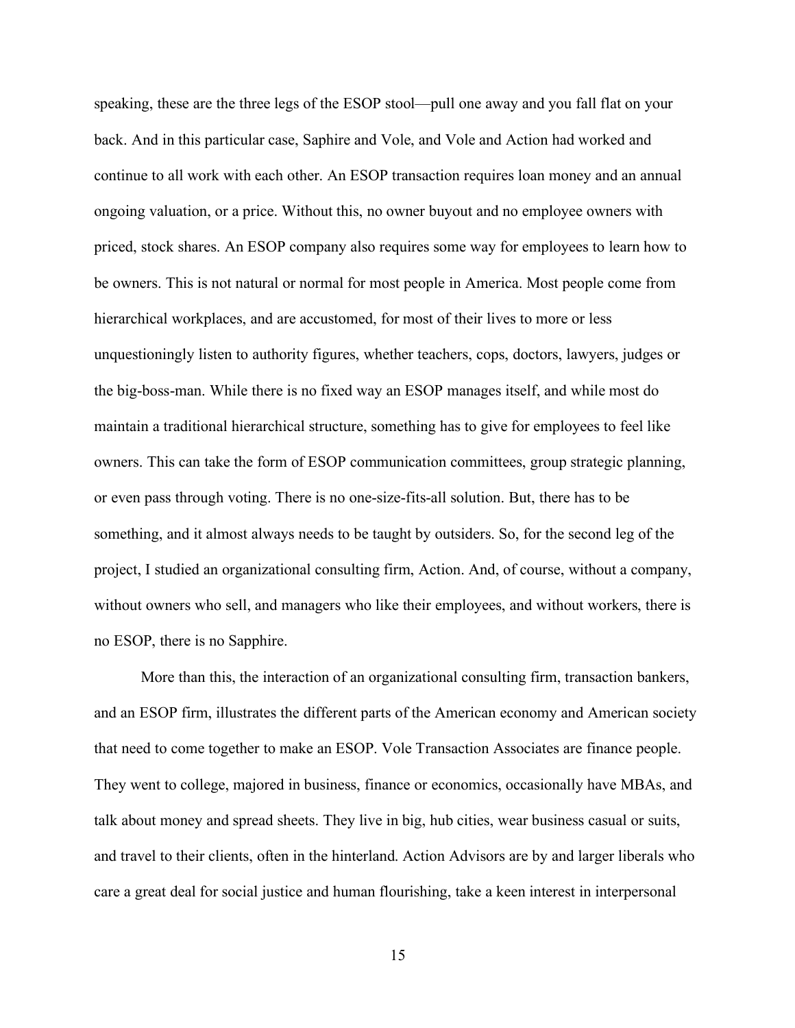speaking, these are the three legs of the ESOP stool—pull one away and you fall flat on your back. And in this particular case, Saphire and Vole, and Vole and Action had worked and continue to all work with each other. An ESOP transaction requires loan money and an annual ongoing valuation, or a price. Without this, no owner buyout and no employee owners with priced, stock shares. An ESOP company also requires some way for employees to learn how to be owners. This is not natural or normal for most people in America. Most people come from hierarchical workplaces, and are accustomed, for most of their lives to more or less unquestioningly listen to authority figures, whether teachers, cops, doctors, lawyers, judges or the big-boss-man. While there is no fixed way an ESOP manages itself, and while most do maintain a traditional hierarchical structure, something has to give for employees to feel like owners. This can take the form of ESOP communication committees, group strategic planning, or even pass through voting. There is no one-size-fits-all solution. But, there has to be something, and it almost always needs to be taught by outsiders. So, for the second leg of the project, I studied an organizational consulting firm, Action. And, of course, without a company, without owners who sell, and managers who like their employees, and without workers, there is no ESOP, there is no Sapphire.

More than this, the interaction of an organizational consulting firm, transaction bankers, and an ESOP firm, illustrates the different parts of the American economy and American society that need to come together to make an ESOP. Vole Transaction Associates are finance people. They went to college, majored in business, finance or economics, occasionally have MBAs, and talk about money and spread sheets. They live in big, hub cities, wear business casual or suits, and travel to their clients, often in the hinterland. Action Advisors are by and larger liberals who care a great deal for social justice and human flourishing, take a keen interest in interpersonal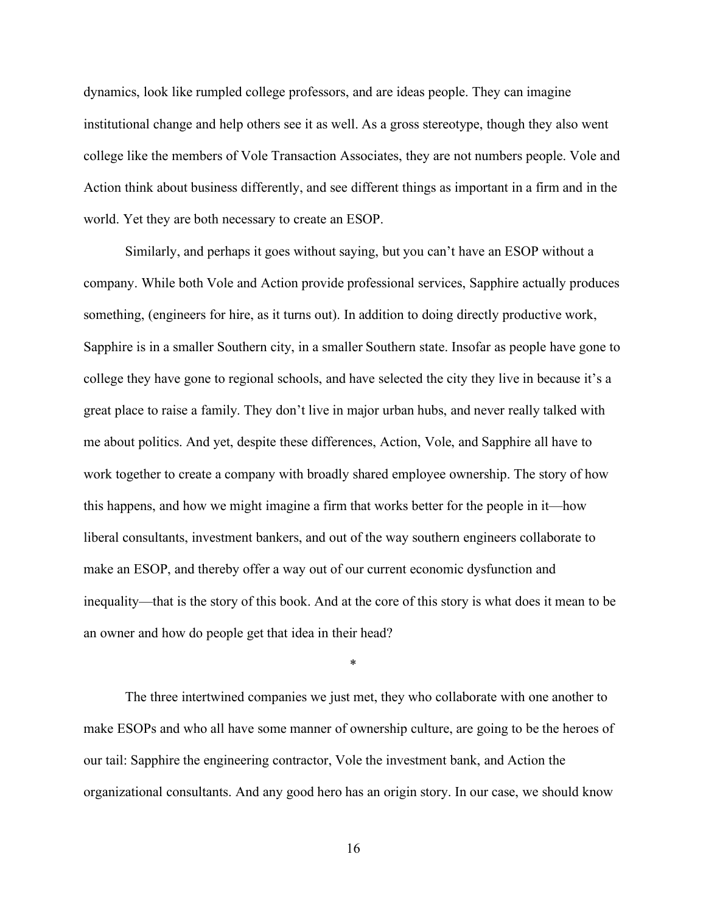dynamics, look like rumpled college professors, and are ideas people. They can imagine institutional change and help others see it as well. As a gross stereotype, though they also went college like the members of Vole Transaction Associates, they are not numbers people. Vole and Action think about business differently, and see different things as important in a firm and in the world. Yet they are both necessary to create an ESOP.

Similarly, and perhaps it goes without saying, but you can't have an ESOP without a company. While both Vole and Action provide professional services, Sapphire actually produces something, (engineers for hire, as it turns out). In addition to doing directly productive work, Sapphire is in a smaller Southern city, in a smaller Southern state. Insofar as people have gone to college they have gone to regional schools, and have selected the city they live in because it's a great place to raise a family. They don't live in major urban hubs, and never really talked with me about politics. And yet, despite these differences, Action, Vole, and Sapphire all have to work together to create a company with broadly shared employee ownership. The story of how this happens, and how we might imagine a firm that works better for the people in it—how liberal consultants, investment bankers, and out of the way southern engineers collaborate to make an ESOP, and thereby offer a way out of our current economic dysfunction and inequality—that is the story of this book. And at the core of this story is what does it mean to be an owner and how do people get that idea in their head?

*

The three intertwined companies we just met, they who collaborate with one another to make ESOPs and who all have some manner of ownership culture, are going to be the heroes of our tail: Sapphire the engineering contractor, Vole the investment bank, and Action the organizational consultants. And any good hero has an origin story. In our case, we should know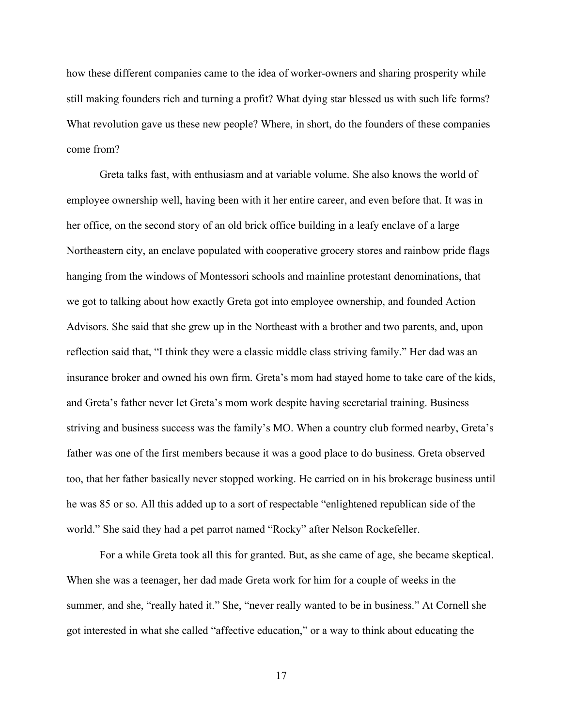how these different companies came to the idea of worker-owners and sharing prosperity while still making founders rich and turning a profit? What dying star blessed us with such life forms? What revolution gave us these new people? Where, in short, do the founders of these companies come from?

Greta talks fast, with enthusiasm and at variable volume. She also knows the world of employee ownership well, having been with it her entire career, and even before that. It was in her office, on the second story of an old brick office building in a leafy enclave of a large Northeastern city, an enclave populated with cooperative grocery stores and rainbow pride flags hanging from the windows of Montessori schools and mainline protestant denominations, that we got to talking about how exactly Greta got into employee ownership, and founded Action Advisors. She said that she grew up in the Northeast with a brother and two parents, and, upon reflection said that, "I think they were a classic middle class striving family." Her dad was an insurance broker and owned his own firm. Greta's mom had stayed home to take care of the kids, and Greta's father never let Greta's mom work despite having secretarial training. Business striving and business success was the family's MO. When a country club formed nearby, Greta's father was one of the first members because it was a good place to do business. Greta observed too, that her father basically never stopped working. He carried on in his brokerage business until he was 85 or so. All this added up to a sort of respectable "enlightened republican side of the world." She said they had a pet parrot named "Rocky" after Nelson Rockefeller.

For a while Greta took all this for granted. But, as she came of age, she became skeptical. When she was a teenager, her dad made Greta work for him for a couple of weeks in the summer, and she, "really hated it." She, "never really wanted to be in business." At Cornell she got interested in what she called "affective education," or a way to think about educating the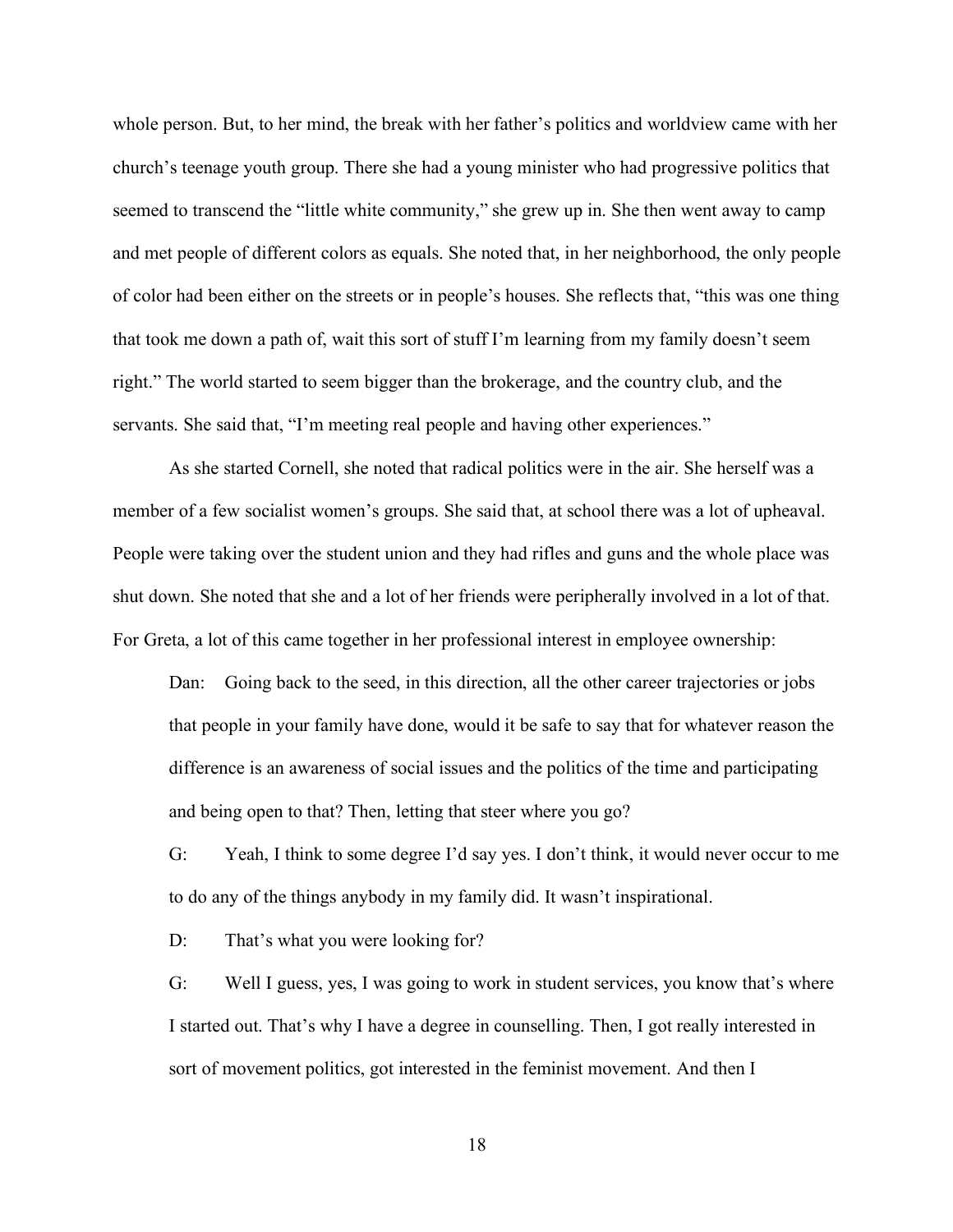whole person. But, to her mind, the break with her father's politics and worldview came with her church's teenage youth group. There she had a young minister who had progressive politics that seemed to transcend the "little white community," she grew up in. She then went away to camp and met people of different colors as equals. She noted that, in her neighborhood, the only people of color had been either on the streets or in people's houses. She reflects that, "this was one thing that took me down a path of, wait this sort of stuff I'm learning from my family doesn't seem right." The world started to seem bigger than the brokerage, and the country club, and the servants. She said that, "I'm meeting real people and having other experiences."

As she started Cornell, she noted that radical politics were in the air. She herself was a member of a few socialist women's groups. She said that, at school there was a lot of upheaval. People were taking over the student union and they had rifles and guns and the whole place was shut down. She noted that she and a lot of her friends were peripherally involved in a lot of that. For Greta, a lot of this came together in her professional interest in employee ownership:

> Dan: Going back to the seed, in this direction, all the other career trajectories or jobs that people in your family have done, would it be safe to say that for whatever reason the difference is an awareness of social issues and the politics of the time and participating and being open to that? Then, letting that steer where you go?
>
> G: Yeah, I think to some degree I'd say yes. I don't think, it would never occur to me to do any of the things anybody in my family did. It wasn't inspirational.
>
> D: That's what you were looking for?
>
> G: Well I guess, yes, I was going to work in student services, you know that's where I started out. That's why I have a degree in counselling. Then, I got really interested in sort of movement politics, got interested in the feminist movement. And then I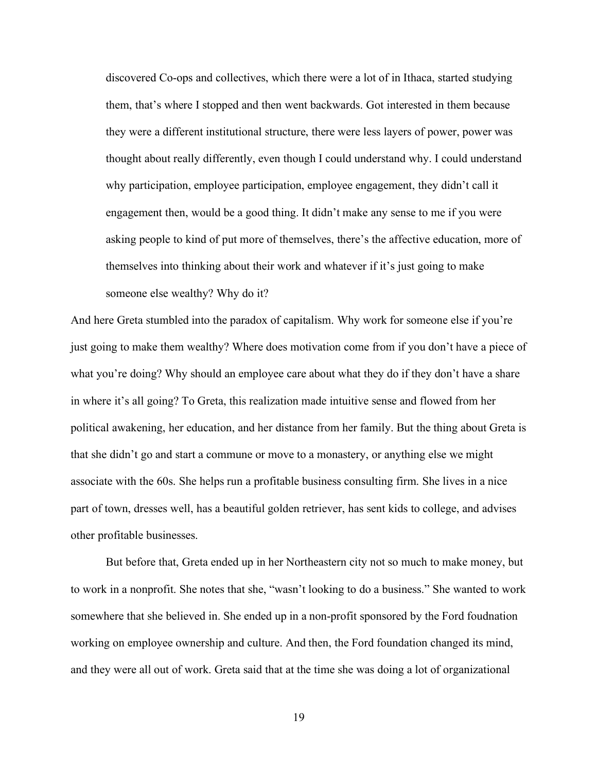> discovered Co-ops and collectives, which there were a lot of in Ithaca, started studying them, that's where I stopped and then went backwards. Got interested in them because they were a different institutional structure, there were less layers of power, power was thought about really differently, even though I could understand why. I could understand why participation, employee participation, employee engagement, they didn't call it engagement then, would be a good thing. It didn't make any sense to me if you were asking people to kind of put more of themselves, there's the affective education, more of themselves into thinking about their work and whatever if it's just going to make someone else wealthy? Why do it?

And here Greta stumbled into the paradox of capitalism. Why work for someone else if you're just going to make them wealthy? Where does motivation come from if you don't have a piece of what you're doing? Why should an employee care about what they do if they don't have a share in where it's all going? To Greta, this realization made intuitive sense and flowed from her political awakening, her education, and her distance from her family. But the thing about Greta is that she didn't go and start a commune or move to a monastery, or anything else we might associate with the 60s. She helps run a profitable business consulting firm. She lives in a nice part of town, dresses well, has a beautiful golden retriever, has sent kids to college, and advises other profitable businesses.

But before that, Greta ended up in her Northeastern city not so much to make money, but to work in a nonprofit. She notes that she, "wasn't looking to do a business." She wanted to work somewhere that she believed in. She ended up in a non-profit sponsored by the Ford foudnation working on employee ownership and culture. And then, the Ford foundation changed its mind, and they were all out of work. Greta said that at the time she was doing a lot of organizational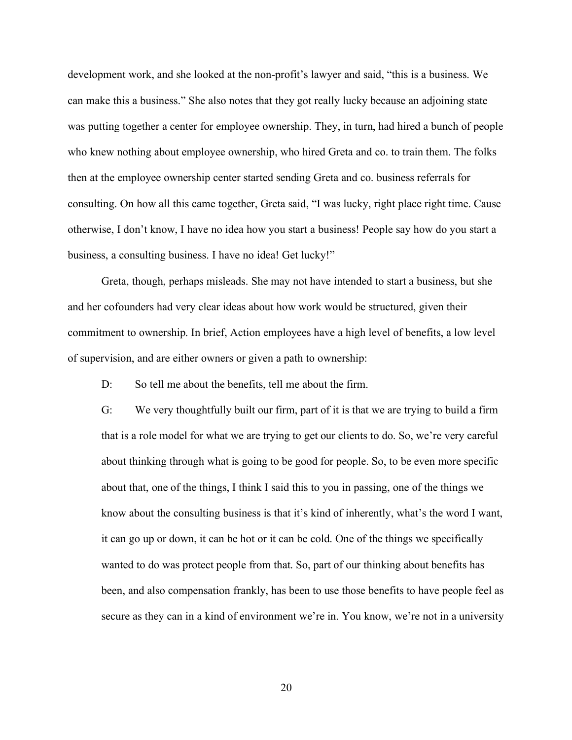development work, and she looked at the non-profit's lawyer and said, "this is a business. We can make this a business." She also notes that they got really lucky because an adjoining state was putting together a center for employee ownership. They, in turn, had hired a bunch of people who knew nothing about employee ownership, who hired Greta and co. to train them. The folks then at the employee ownership center started sending Greta and co. business referrals for consulting. On how all this came together, Greta said, "I was lucky, right place right time. Cause otherwise, I don't know, I have no idea how you start a business! People say how do you start a business, a consulting business. I have no idea! Get lucky!"

Greta, though, perhaps misleads. She may not have intended to start a business, but she and her cofounders had very clear ideas about how work would be structured, given their commitment to ownership. In brief, Action employees have a high level of benefits, a low level of supervision, and are either owners or given a path to ownership:

> D: So tell me about the benefits, tell me about the firm.
>
> G: We very thoughtfully built our firm, part of it is that we are trying to build a firm that is a role model for what we are trying to get our clients to do. So, we're very careful about thinking through what is going to be good for people. So, to be even more specific about that, one of the things, I think I said this to you in passing, one of the things we know about the consulting business is that it's kind of inherently, what's the word I want, it can go up or down, it can be hot or it can be cold. One of the things we specifically wanted to do was protect people from that. So, part of our thinking about benefits has been, and also compensation frankly, has been to use those benefits to have people feel as secure as they can in a kind of environment we're in. You know, we're not in a university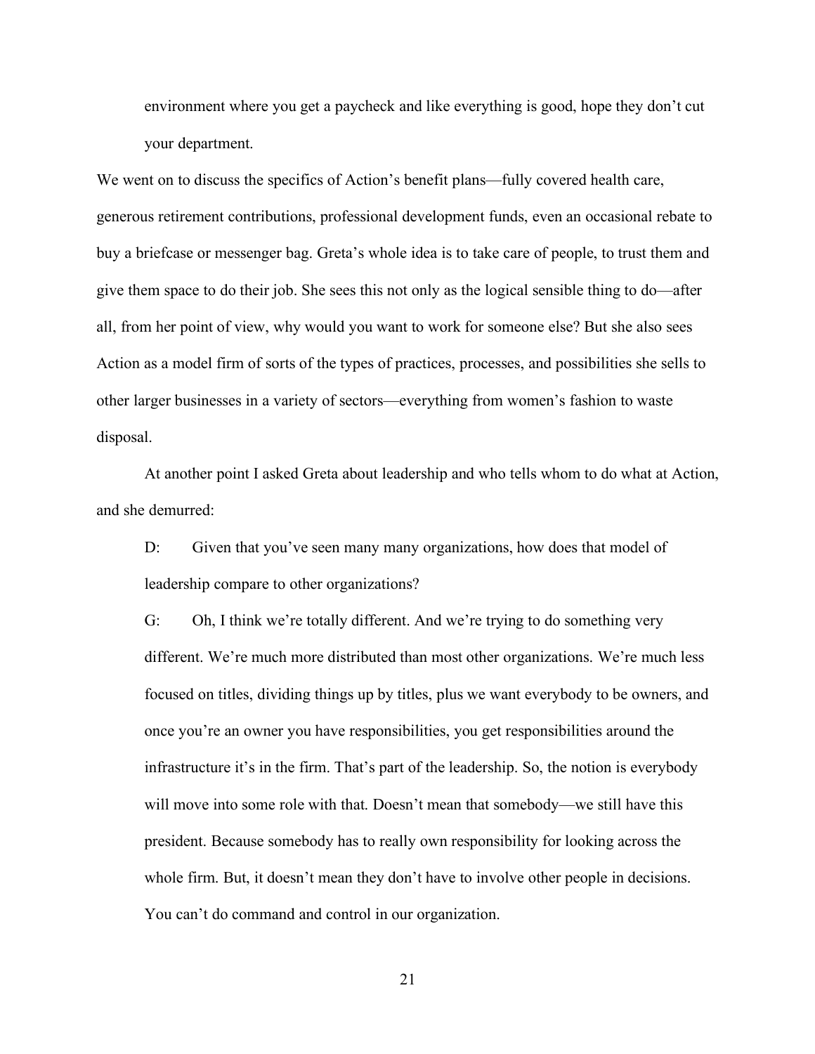> environment where you get a paycheck and like everything is good, hope they don't cut your department.

We went on to discuss the specifics of Action's benefit plans—fully covered health care, generous retirement contributions, professional development funds, even an occasional rebate to buy a briefcase or messenger bag. Greta's whole idea is to take care of people, to trust them and give them space to do their job. She sees this not only as the logical sensible thing to do—after all, from her point of view, why would you want to work for someone else? But she also sees Action as a model firm of sorts of the types of practices, processes, and possibilities she sells to other larger businesses in a variety of sectors—everything from women's fashion to waste disposal.

At another point I asked Greta about leadership and who tells whom to do what at Action, and she demurred:

> D: Given that you've seen many many organizations, how does that model of leadership compare to other organizations?
>
> G: Oh, I think we're totally different. And we're trying to do something very different. We're much more distributed than most other organizations. We're much less focused on titles, dividing things up by titles, plus we want everybody to be owners, and once you're an owner you have responsibilities, you get responsibilities around the infrastructure it's in the firm. That's part of the leadership. So, the notion is everybody will move into some role with that. Doesn't mean that somebody—we still have this president. Because somebody has to really own responsibility for looking across the whole firm. But, it doesn't mean they don't have to involve other people in decisions. You can't do command and control in our organization.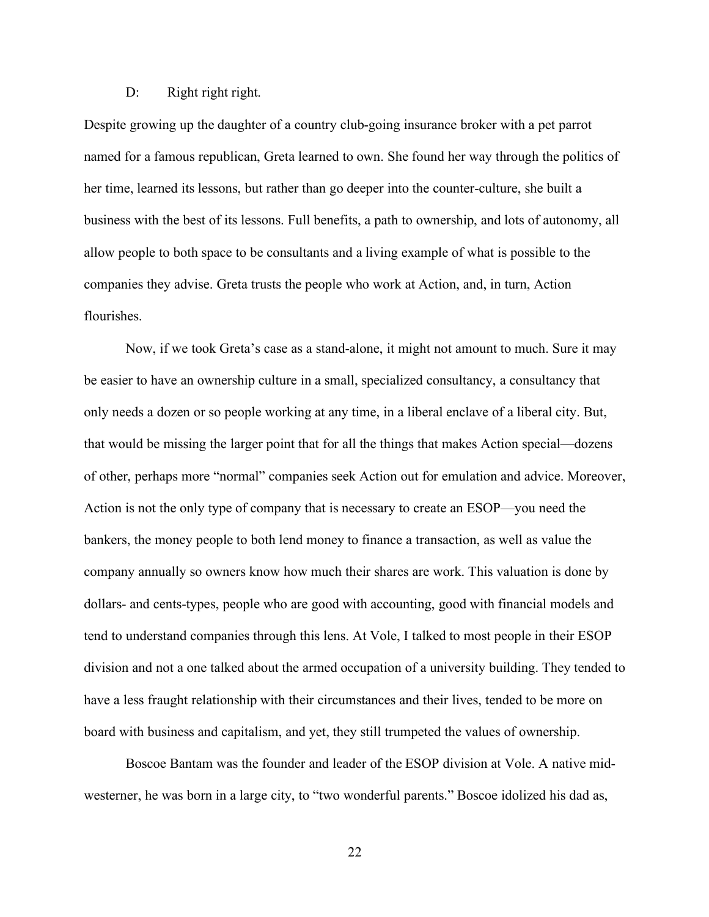D: Right right right.

Despite growing up the daughter of a country club-going insurance broker with a pet parrot named for a famous republican, Greta learned to own. She found her way through the politics of her time, learned its lessons, but rather than go deeper into the counter-culture, she built a business with the best of its lessons. Full benefits, a path to ownership, and lots of autonomy, all allow people to both space to be consultants and a living example of what is possible to the companies they advise. Greta trusts the people who work at Action, and, in turn, Action flourishes.

Now, if we took Greta's case as a stand-alone, it might not amount to much. Sure it may be easier to have an ownership culture in a small, specialized consultancy, a consultancy that only needs a dozen or so people working at any time, in a liberal enclave of a liberal city. But, that would be missing the larger point that for all the things that makes Action special—dozens of other, perhaps more "normal" companies seek Action out for emulation and advice. Moreover, Action is not the only type of company that is necessary to create an ESOP—you need the bankers, the money people to both lend money to finance a transaction, as well as value the company annually so owners know how much their shares are work. This valuation is done by dollars- and cents-types, people who are good with accounting, good with financial models and tend to understand companies through this lens. At Vole, I talked to most people in their ESOP division and not a one talked about the armed occupation of a university building. They tended to have a less fraught relationship with their circumstances and their lives, tended to be more on board with business and capitalism, and yet, they still trumpeted the values of ownership.

Boscoe Bantam was the founder and leader of the ESOP division at Vole. A native mid-westerner, he was born in a large city, to "two wonderful parents." Boscoe idolized his dad as,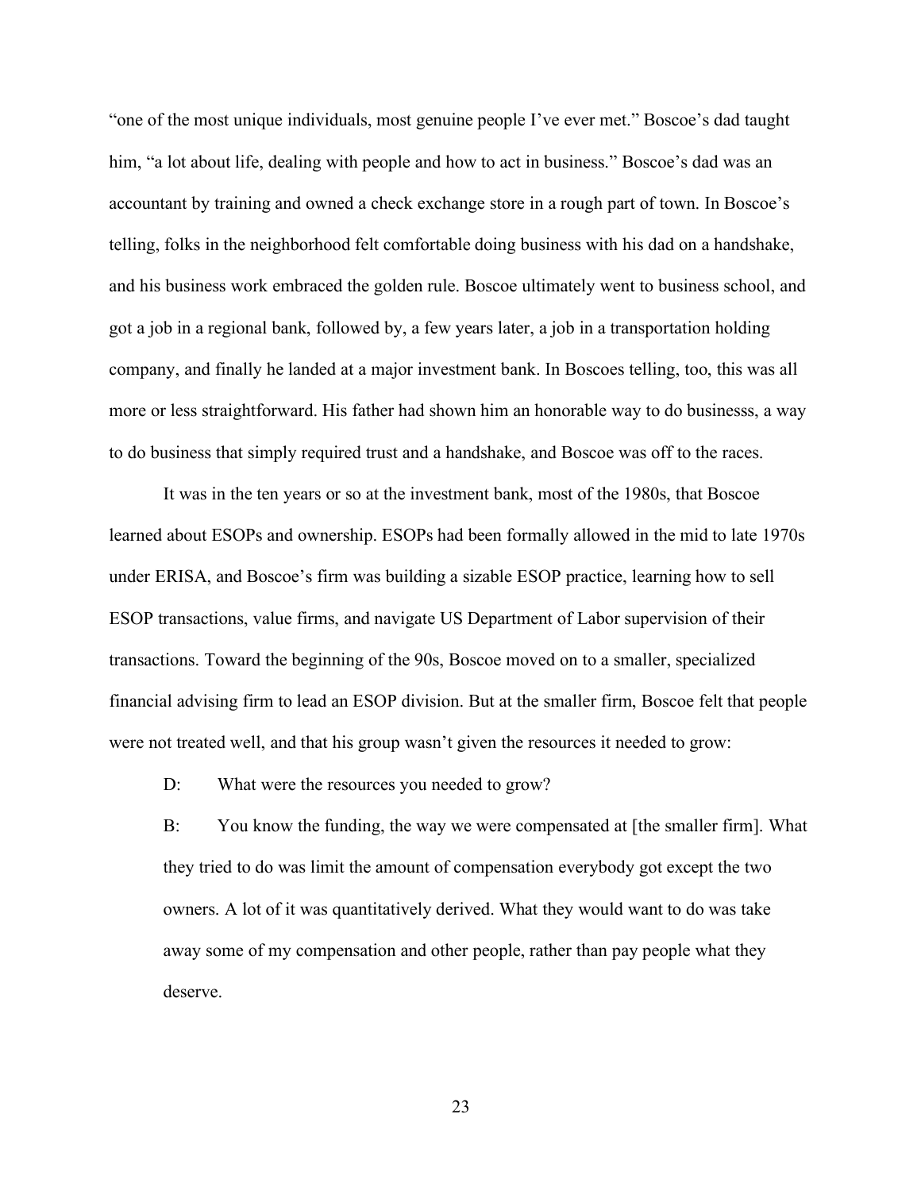"one of the most unique individuals, most genuine people I've ever met." Boscoe's dad taught him, "a lot about life, dealing with people and how to act in business." Boscoe's dad was an accountant by training and owned a check exchange store in a rough part of town. In Boscoe's telling, folks in the neighborhood felt comfortable doing business with his dad on a handshake, and his business work embraced the golden rule. Boscoe ultimately went to business school, and got a job in a regional bank, followed by, a few years later, a job in a transportation holding company, and finally he landed at a major investment bank. In Boscoes telling, too, this was all more or less straightforward. His father had shown him an honorable way to do businesss, a way to do business that simply required trust and a handshake, and Boscoe was off to the races.

It was in the ten years or so at the investment bank, most of the 1980s, that Boscoe learned about ESOPs and ownership. ESOPs had been formally allowed in the mid to late 1970s under ERISA, and Boscoe's firm was building a sizable ESOP practice, learning how to sell ESOP transactions, value firms, and navigate US Department of Labor supervision of their transactions. Toward the beginning of the 90s, Boscoe moved on to a smaller, specialized financial advising firm to lead an ESOP division. But at the smaller firm, Boscoe felt that people were not treated well, and that his group wasn't given the resources it needed to grow:

> D: What were the resources you needed to grow?
>
> B: You know the funding, the way we were compensated at [the smaller firm]. What they tried to do was limit the amount of compensation everybody got except the two owners. A lot of it was quantitatively derived. What they would want to do was take away some of my compensation and other people, rather than pay people what they deserve.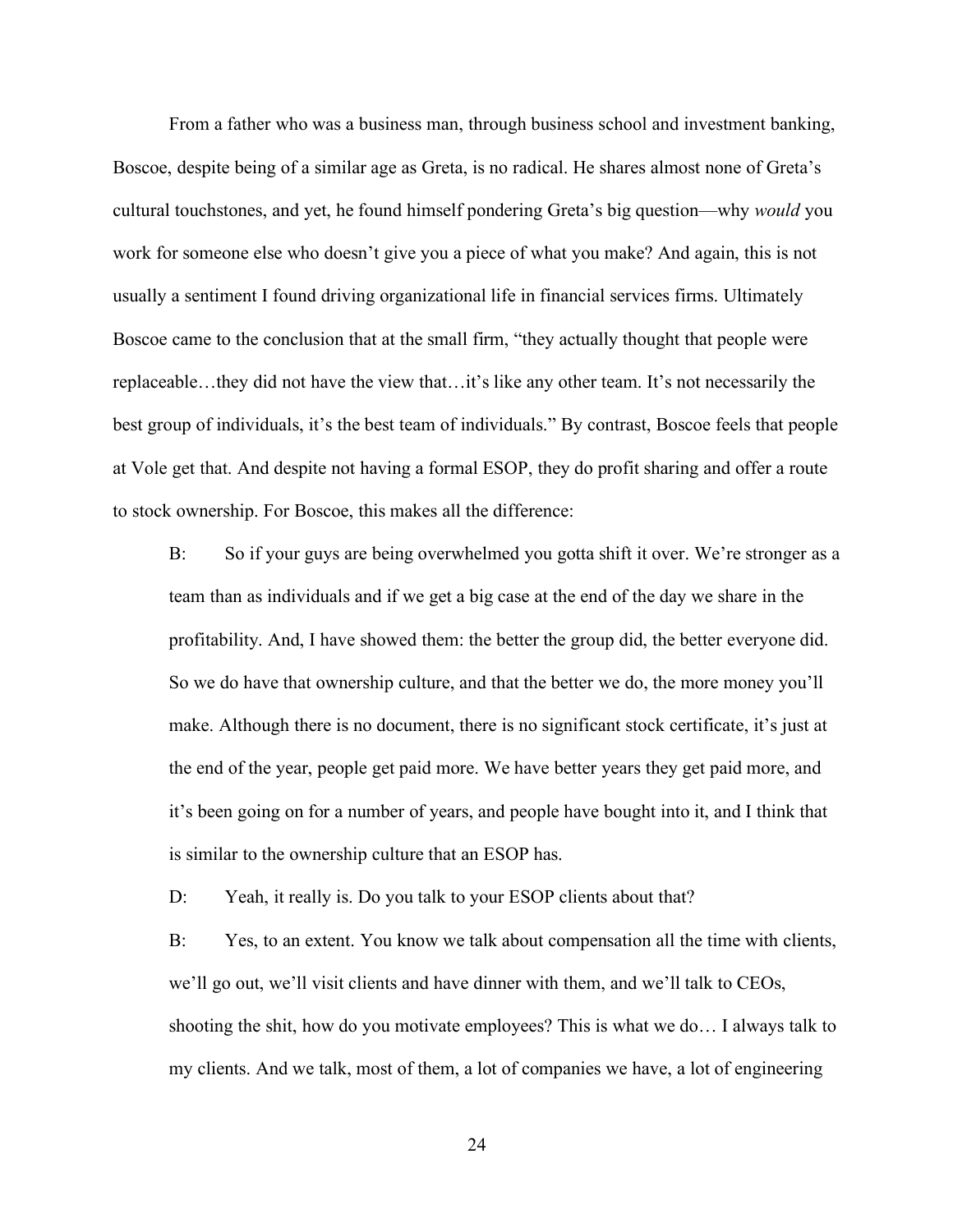From a father who was a business man, through business school and investment banking, Boscoe, despite being of a similar age as Greta, is no radical. He shares almost none of Greta's cultural touchstones, and yet, he found himself pondering Greta's big question—why *would* you work for someone else who doesn't give you a piece of what you make? And again, this is not usually a sentiment I found driving organizational life in financial services firms. Ultimately Boscoe came to the conclusion that at the small firm, "they actually thought that people were replaceable…they did not have the view that…it's like any other team. It's not necessarily the best group of individuals, it's the best team of individuals." By contrast, Boscoe feels that people at Vole get that. And despite not having a formal ESOP, they do profit sharing and offer a route to stock ownership. For Boscoe, this makes all the difference:

> B: So if your guys are being overwhelmed you gotta shift it over. We're stronger as a team than as individuals and if we get a big case at the end of the day we share in the profitability. And, I have showed them: the better the group did, the better everyone did. So we do have that ownership culture, and that the better we do, the more money you'll make. Although there is no document, there is no significant stock certificate, it's just at the end of the year, people get paid more. We have better years they get paid more, and it's been going on for a number of years, and people have bought into it, and I think that is similar to the ownership culture that an ESOP has.
>
> D: Yeah, it really is. Do you talk to your ESOP clients about that?
>
> B: Yes, to an extent. You know we talk about compensation all the time with clients, we'll go out, we'll visit clients and have dinner with them, and we'll talk to CEOs, shooting the shit, how do you motivate employees? This is what we do… I always talk to my clients. And we talk, most of them, a lot of companies we have, a lot of engineering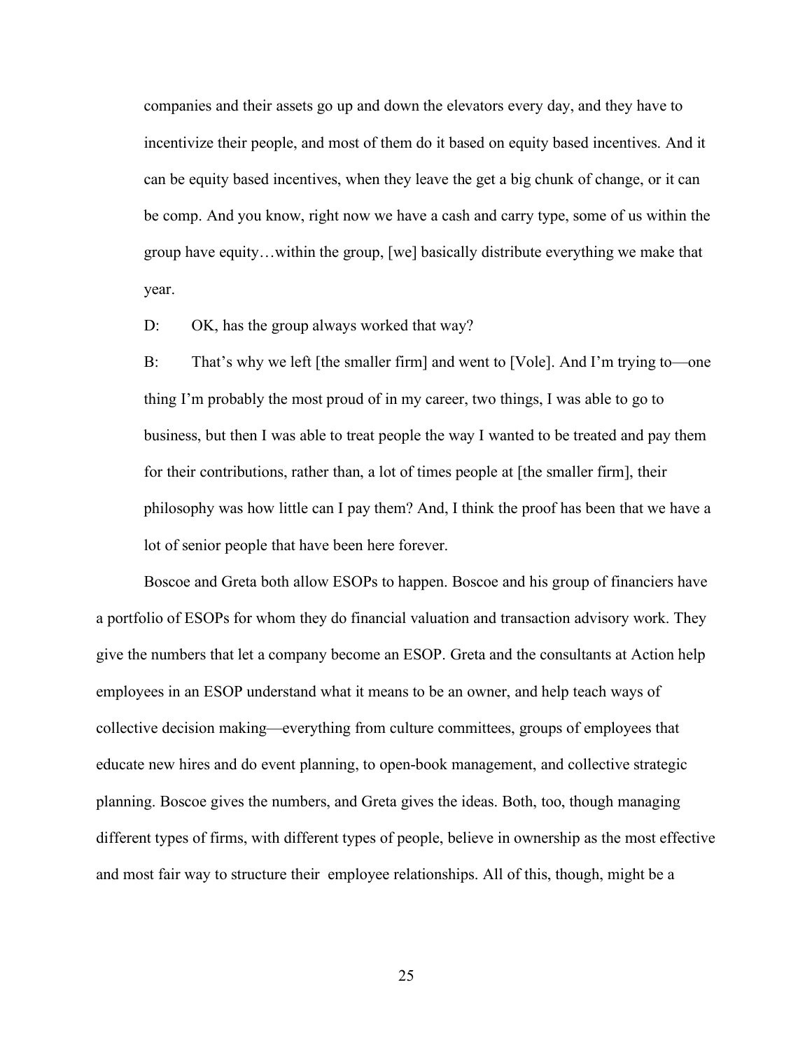companies and their assets go up and down the elevators every day, and they have to incentivize their people, and most of them do it based on equity based incentives. And it can be equity based incentives, when they leave the get a big chunk of change, or it can be comp. And you know, right now we have a cash and carry type, some of us within the group have equity…within the group, [we] basically distribute everything we make that year.

D: OK, has the group always worked that way?

B: That's why we left [the smaller firm] and went to [Vole]. And I'm trying to—one thing I'm probably the most proud of in my career, two things, I was able to go to business, but then I was able to treat people the way I wanted to be treated and pay them for their contributions, rather than, a lot of times people at [the smaller firm], their philosophy was how little can I pay them? And, I think the proof has been that we have a lot of senior people that have been here forever.

Boscoe and Greta both allow ESOPs to happen. Boscoe and his group of financiers have a portfolio of ESOPs for whom they do financial valuation and transaction advisory work. They give the numbers that let a company become an ESOP. Greta and the consultants at Action help employees in an ESOP understand what it means to be an owner, and help teach ways of collective decision making—everything from culture committees, groups of employees that educate new hires and do event planning, to open-book management, and collective strategic planning. Boscoe gives the numbers, and Greta gives the ideas. Both, too, though managing different types of firms, with different types of people, believe in ownership as the most effective and most fair way to structure their employee relationships. All of this, though, might be a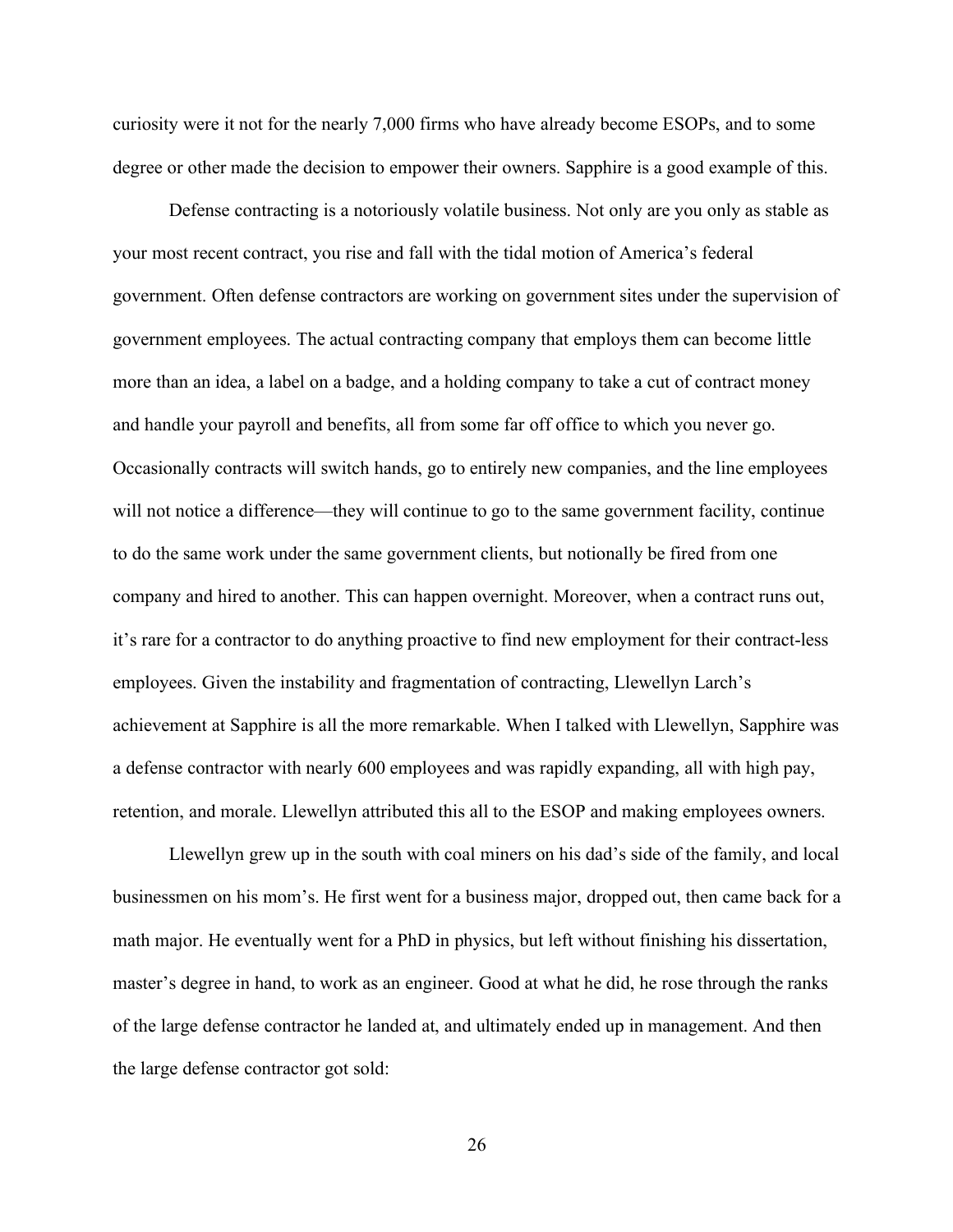curiosity were it not for the nearly 7,000 firms who have already become ESOPs, and to some degree or other made the decision to empower their owners. Sapphire is a good example of this.

Defense contracting is a notoriously volatile business. Not only are you only as stable as your most recent contract, you rise and fall with the tidal motion of America's federal government. Often defense contractors are working on government sites under the supervision of government employees. The actual contracting company that employs them can become little more than an idea, a label on a badge, and a holding company to take a cut of contract money and handle your payroll and benefits, all from some far off office to which you never go. Occasionally contracts will switch hands, go to entirely new companies, and the line employees will not notice a difference—they will continue to go to the same government facility, continue to do the same work under the same government clients, but notionally be fired from one company and hired to another. This can happen overnight. Moreover, when a contract runs out, it's rare for a contractor to do anything proactive to find new employment for their contract-less employees. Given the instability and fragmentation of contracting, Llewellyn Larch's achievement at Sapphire is all the more remarkable. When I talked with Llewellyn, Sapphire was a defense contractor with nearly 600 employees and was rapidly expanding, all with high pay, retention, and morale. Llewellyn attributed this all to the ESOP and making employees owners.

Llewellyn grew up in the south with coal miners on his dad's side of the family, and local businessmen on his mom's. He first went for a business major, dropped out, then came back for a math major. He eventually went for a PhD in physics, but left without finishing his dissertation, master's degree in hand, to work as an engineer. Good at what he did, he rose through the ranks of the large defense contractor he landed at, and ultimately ended up in management. And then the large defense contractor got sold: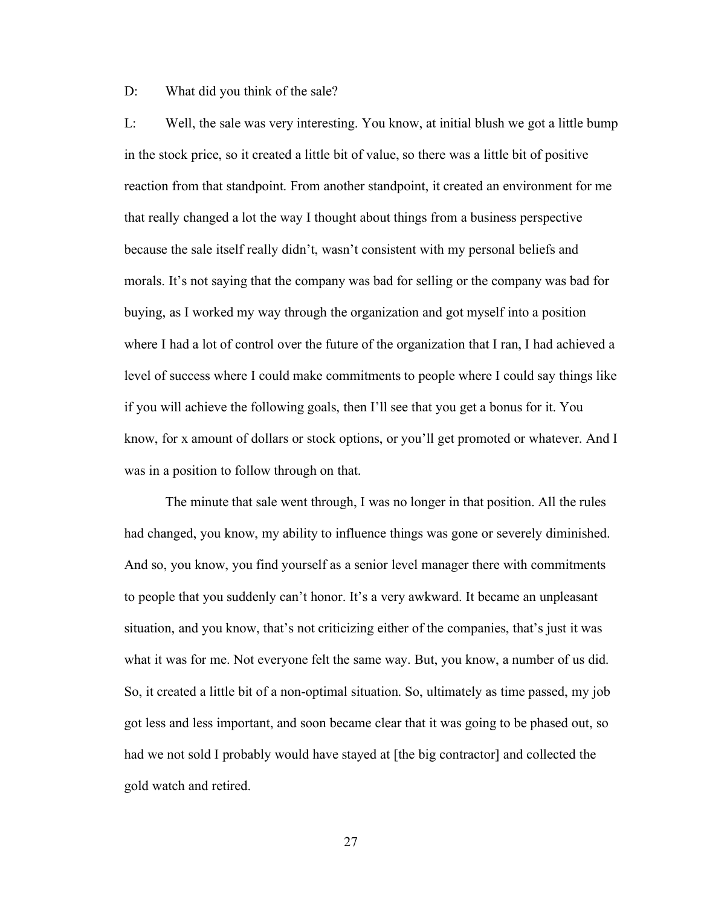D: What did you think of the sale?

L: Well, the sale was very interesting. You know, at initial blush we got a little bump in the stock price, so it created a little bit of value, so there was a little bit of positive reaction from that standpoint. From another standpoint, it created an environment for me that really changed a lot the way I thought about things from a business perspective because the sale itself really didn't, wasn't consistent with my personal beliefs and morals. It's not saying that the company was bad for selling or the company was bad for buying, as I worked my way through the organization and got myself into a position where I had a lot of control over the future of the organization that I ran, I had achieved a level of success where I could make commitments to people where I could say things like if you will achieve the following goals, then I'll see that you get a bonus for it. You know, for x amount of dollars or stock options, or you'll get promoted or whatever. And I was in a position to follow through on that.

The minute that sale went through, I was no longer in that position. All the rules had changed, you know, my ability to influence things was gone or severely diminished. And so, you know, you find yourself as a senior level manager there with commitments to people that you suddenly can't honor. It's a very awkward. It became an unpleasant situation, and you know, that's not criticizing either of the companies, that's just it was what it was for me. Not everyone felt the same way. But, you know, a number of us did. So, it created a little bit of a non-optimal situation. So, ultimately as time passed, my job got less and less important, and soon became clear that it was going to be phased out, so had we not sold I probably would have stayed at [the big contractor] and collected the gold watch and retired.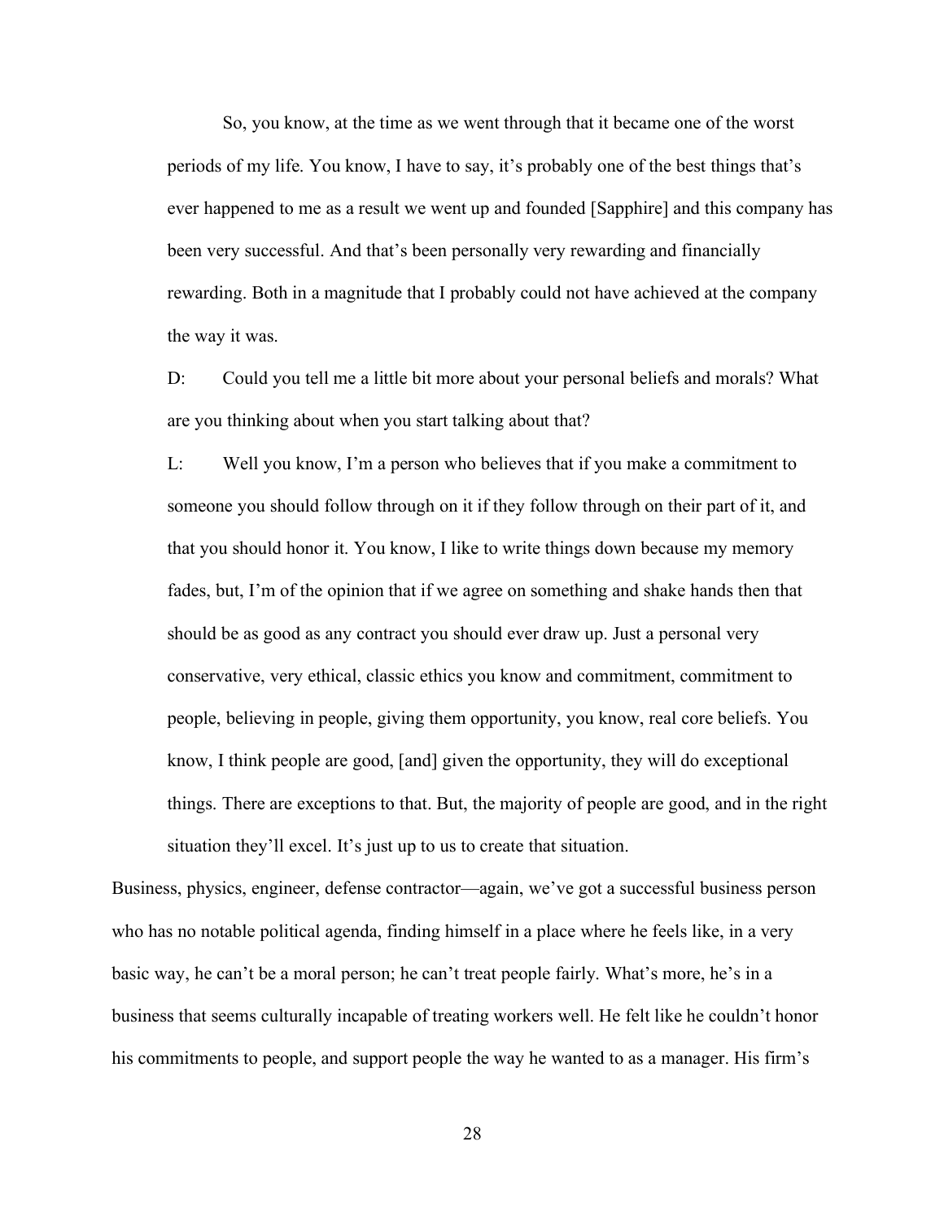So, you know, at the time as we went through that it became one of the worst periods of my life. You know, I have to say, it's probably one of the best things that's ever happened to me as a result we went up and founded [Sapphire] and this company has been very successful. And that's been personally very rewarding and financially rewarding. Both in a magnitude that I probably could not have achieved at the company the way it was.

D: Could you tell me a little bit more about your personal beliefs and morals? What are you thinking about when you start talking about that?

L: Well you know, I'm a person who believes that if you make a commitment to someone you should follow through on it if they follow through on their part of it, and that you should honor it. You know, I like to write things down because my memory fades, but, I'm of the opinion that if we agree on something and shake hands then that should be as good as any contract you should ever draw up. Just a personal very conservative, very ethical, classic ethics you know and commitment, commitment to people, believing in people, giving them opportunity, you know, real core beliefs. You know, I think people are good, [and] given the opportunity, they will do exceptional things. There are exceptions to that. But, the majority of people are good, and in the right situation they'll excel. It's just up to us to create that situation.

Business, physics, engineer, defense contractor—again, we've got a successful business person who has no notable political agenda, finding himself in a place where he feels like, in a very basic way, he can't be a moral person; he can't treat people fairly. What's more, he's in a business that seems culturally incapable of treating workers well. He felt like he couldn't honor his commitments to people, and support people the way he wanted to as a manager. His firm's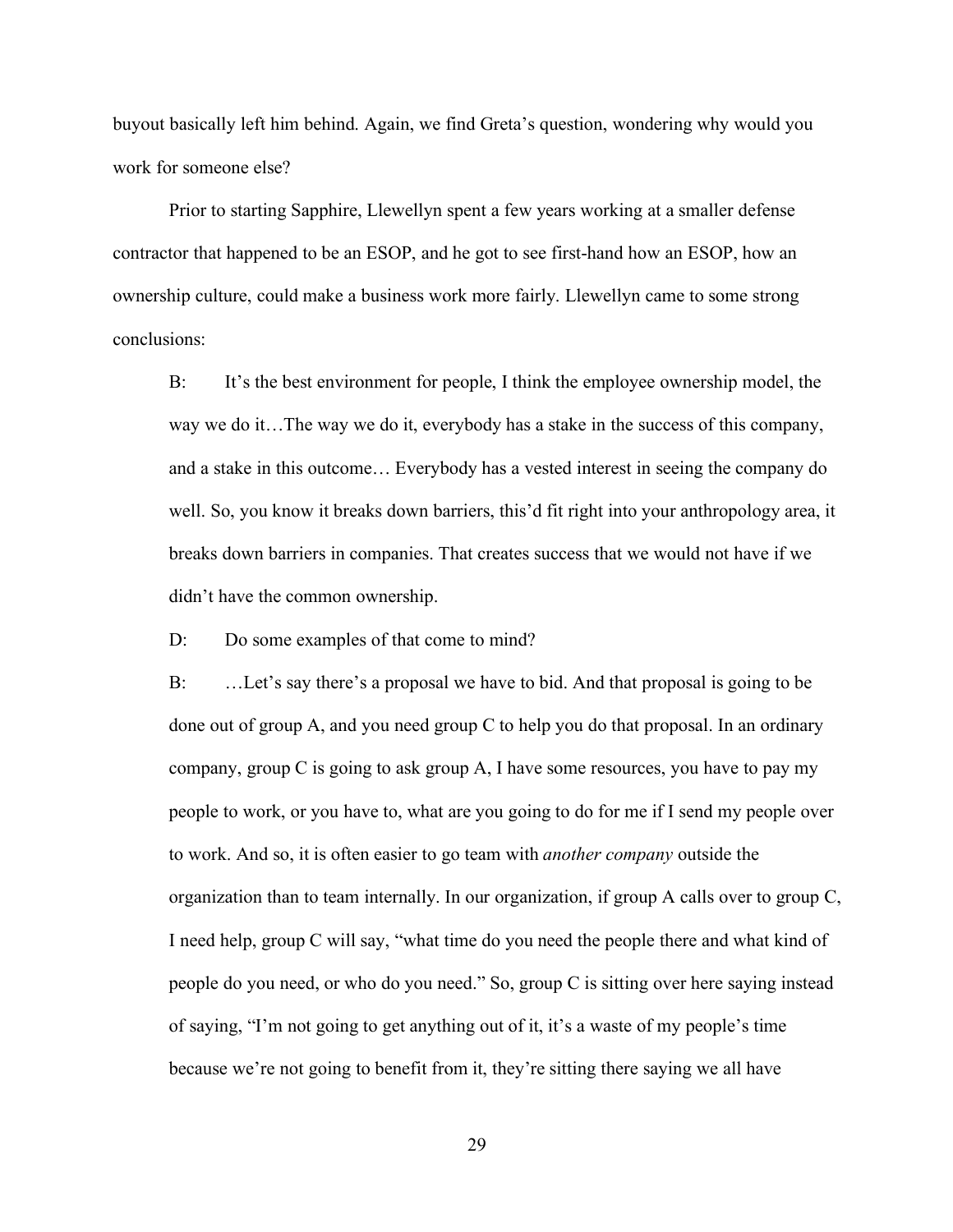buyout basically left him behind. Again, we find Greta's question, wondering why would you work for someone else?

Prior to starting Sapphire, Llewellyn spent a few years working at a smaller defense contractor that happened to be an ESOP, and he got to see first-hand how an ESOP, how an ownership culture, could make a business work more fairly. Llewellyn came to some strong conclusions:

> B: It's the best environment for people, I think the employee ownership model, the way we do it…The way we do it, everybody has a stake in the success of this company, and a stake in this outcome… Everybody has a vested interest in seeing the company do well. So, you know it breaks down barriers, this'd fit right into your anthropology area, it breaks down barriers in companies. That creates success that we would not have if we didn't have the common ownership.
>
> D: Do some examples of that come to mind?
>
> B: …Let's say there's a proposal we have to bid. And that proposal is going to be done out of group A, and you need group C to help you do that proposal. In an ordinary company, group C is going to ask group A, I have some resources, you have to pay my people to work, or you have to, what are you going to do for me if I send my people over to work. And so, it is often easier to go team with *another company* outside the organization than to team internally. In our organization, if group A calls over to group C, I need help, group C will say, "what time do you need the people there and what kind of people do you need, or who do you need." So, group C is sitting over here saying instead of saying, "I'm not going to get anything out of it, it's a waste of my people's time because we're not going to benefit from it, they're sitting there saying we all have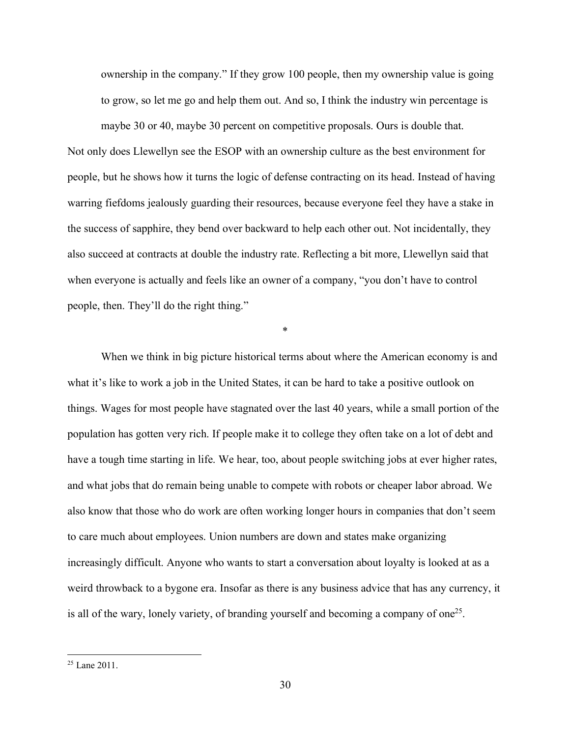> ownership in the company." If they grow 100 people, then my ownership value is going to grow, so let me go and help them out. And so, I think the industry win percentage is maybe 30 or 40, maybe 30 percent on competitive proposals. Ours is double that.

Not only does Llewellyn see the ESOP with an ownership culture as the best environment for people, but he shows how it turns the logic of defense contracting on its head. Instead of having warring fiefdoms jealously guarding their resources, because everyone feel they have a stake in the success of sapphire, they bend over backward to help each other out. Not incidentally, they also succeed at contracts at double the industry rate. Reflecting a bit more, Llewellyn said that when everyone is actually and feels like an owner of a company, "you don't have to control people, then. They'll do the right thing."

*

When we think in big picture historical terms about where the American economy is and what it's like to work a job in the United States, it can be hard to take a positive outlook on things. Wages for most people have stagnated over the last 40 years, while a small portion of the population has gotten very rich. If people make it to college they often take on a lot of debt and have a tough time starting in life. We hear, too, about people switching jobs at ever higher rates, and what jobs that do remain being unable to compete with robots or cheaper labor abroad. We also know that those who do work are often working longer hours in companies that don't seem to care much about employees. Union numbers are down and states make organizing increasingly difficult. Anyone who wants to start a conversation about loyalty is looked at as a weird throwback to a bygone era. Insofar as there is any business advice that has any currency, it is all of the wary, lonely variety, of branding yourself and becoming a company of one[25].

[25] Lane 2011.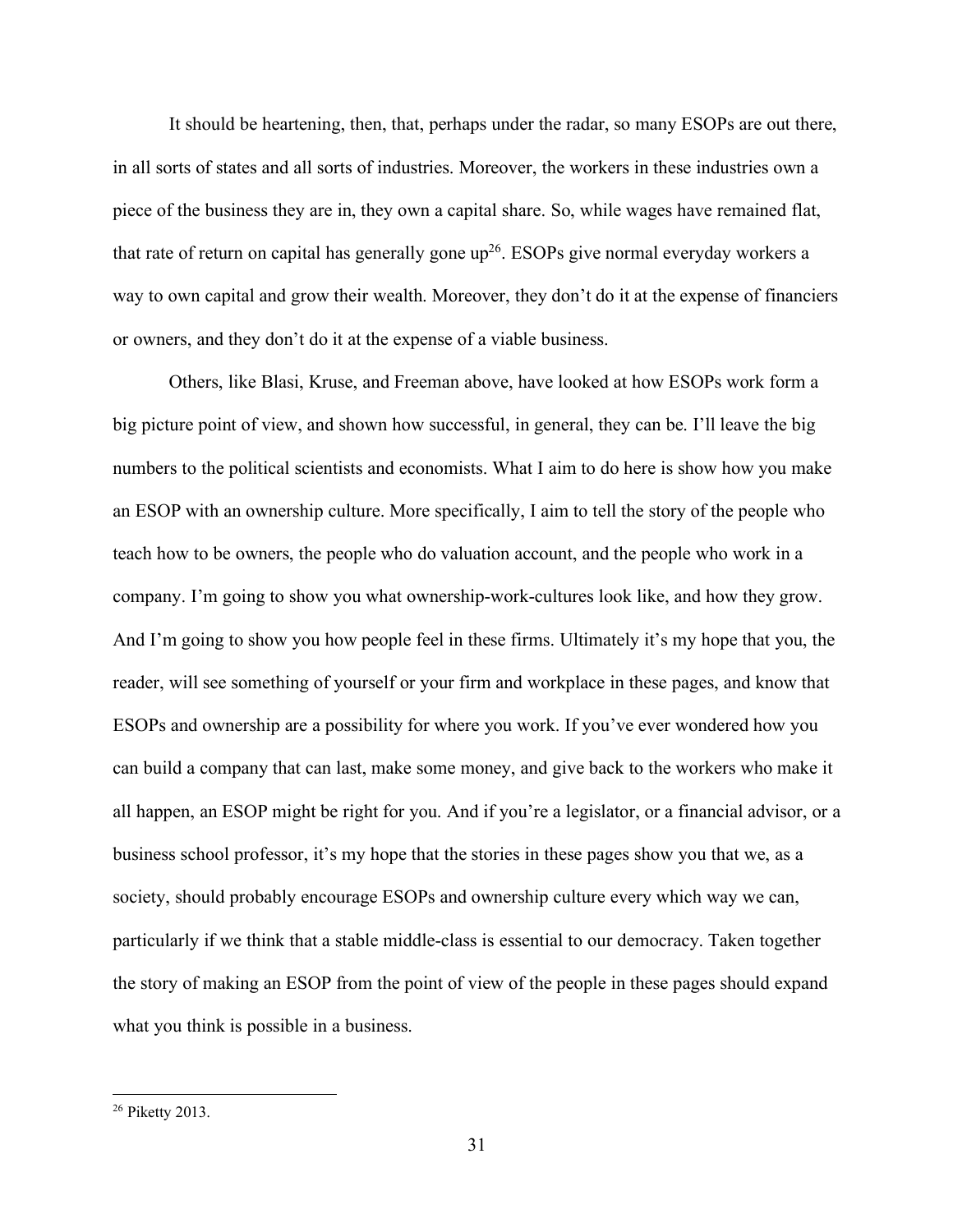It should be heartening, then, that, perhaps under the radar, so many ESOPs are out there, in all sorts of states and all sorts of industries. Moreover, the workers in these industries own a piece of the business they are in, they own a capital share. So, while wages have remained flat, that rate of return on capital has generally gone up[26]. ESOPs give normal everyday workers a way to own capital and grow their wealth. Moreover, they don't do it at the expense of financiers or owners, and they don't do it at the expense of a viable business.

Others, like Blasi, Kruse, and Freeman above, have looked at how ESOPs work form a big picture point of view, and shown how successful, in general, they can be. I'll leave the big numbers to the political scientists and economists. What I aim to do here is show how you make an ESOP with an ownership culture. More specifically, I aim to tell the story of the people who teach how to be owners, the people who do valuation account, and the people who work in a company. I'm going to show you what ownership-work-cultures look like, and how they grow. And I'm going to show you how people feel in these firms. Ultimately it's my hope that you, the reader, will see something of yourself or your firm and workplace in these pages, and know that ESOPs and ownership are a possibility for where you work. If you've ever wondered how you can build a company that can last, make some money, and give back to the workers who make it all happen, an ESOP might be right for you. And if you're a legislator, or a financial advisor, or a business school professor, it's my hope that the stories in these pages show you that we, as a society, should probably encourage ESOPs and ownership culture every which way we can, particularly if we think that a stable middle-class is essential to our democracy. Taken together the story of making an ESOP from the point of view of the people in these pages should expand what you think is possible in a business.

---

[26] Piketty 2013.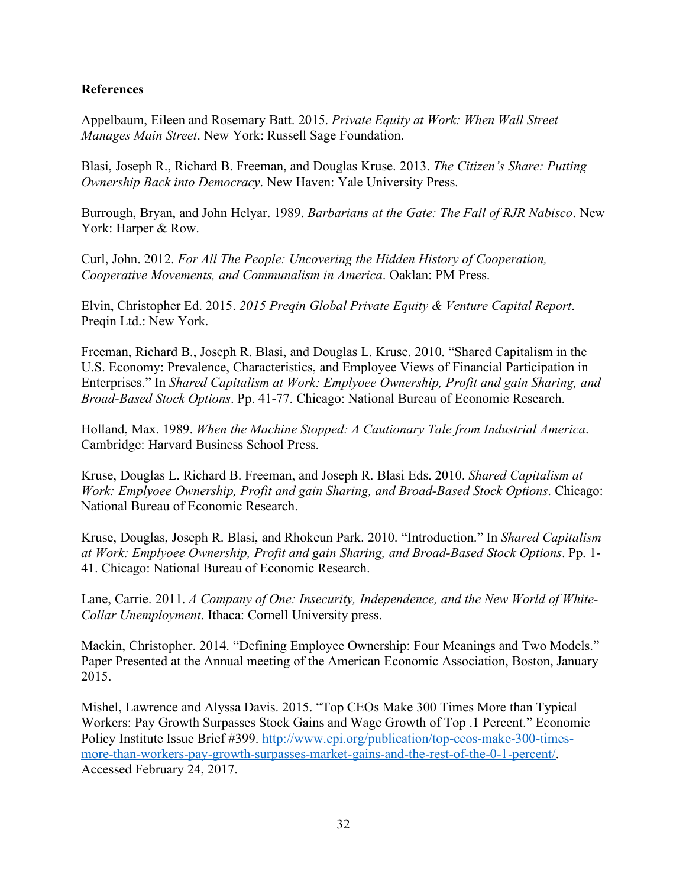**References**

Appelbaum, Eileen and Rosemary Batt. 2015. *Private Equity at Work: When Wall Street Manages Main Street*. New York: Russell Sage Foundation.

Blasi, Joseph R., Richard B. Freeman, and Douglas Kruse. 2013. *The Citizen's Share: Putting Ownership Back into Democracy*. New Haven: Yale University Press.

Burrough, Bryan, and John Helyar. 1989. *Barbarians at the Gate: The Fall of RJR Nabisco*. New York: Harper & Row.

Curl, John. 2012. *For All The People: Uncovering the Hidden History of Cooperation, Cooperative Movements, and Communalism in America*. Oaklan: PM Press.

Elvin, Christopher Ed. 2015. *2015 Preqin Global Private Equity & Venture Capital Report*. Preqin Ltd.: New York.

Freeman, Richard B., Joseph R. Blasi, and Douglas L. Kruse. 2010. "Shared Capitalism in the U.S. Economy: Prevalence, Characteristics, and Employee Views of Financial Participation in Enterprises." In *Shared Capitalism at Work: Emplyoee Ownership, Profit and gain Sharing, and Broad-Based Stock Options*. Pp. 41-77. Chicago: National Bureau of Economic Research.

Holland, Max. 1989. *When the Machine Stopped: A Cautionary Tale from Industrial America*. Cambridge: Harvard Business School Press.

Kruse, Douglas L. Richard B. Freeman, and Joseph R. Blasi Eds. 2010. *Shared Capitalism at Work: Emplyoee Ownership, Profit and gain Sharing, and Broad-Based Stock Options*. Chicago: National Bureau of Economic Research.

Kruse, Douglas, Joseph R. Blasi, and Rhokeun Park. 2010. "Introduction." In *Shared Capitalism at Work: Emplyoee Ownership, Profit and gain Sharing, and Broad-Based Stock Options*. Pp. 1-41. Chicago: National Bureau of Economic Research.

Lane, Carrie. 2011. *A Company of One: Insecurity, Independence, and the New World of White-Collar Unemployment*. Ithaca: Cornell University press.

Mackin, Christopher. 2014. "Defining Employee Ownership: Four Meanings and Two Models." Paper Presented at the Annual meeting of the American Economic Association, Boston, January 2015.

Mishel, Lawrence and Alyssa Davis. 2015. "Top CEOs Make 300 Times More than Typical Workers: Pay Growth Surpasses Stock Gains and Wage Growth of Top .1 Percent." Economic Policy Institute Issue Brief #399. http://www.epi.org/publication/top-ceos-make-300-times-more-than-workers-pay-growth-surpasses-market-gains-and-the-rest-of-the-0-1-percent/. Accessed February 24, 2017.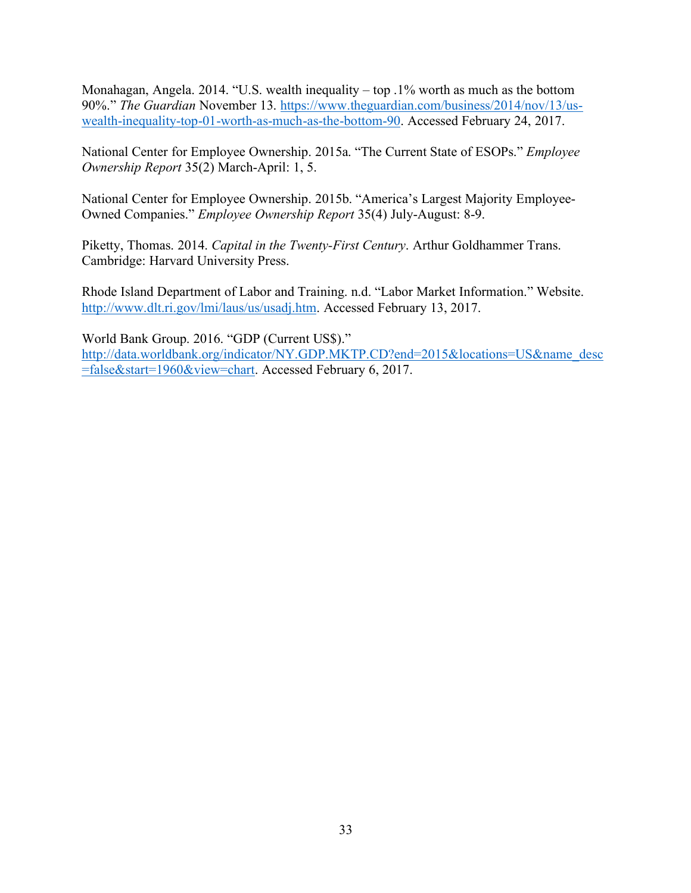Monahagan, Angela. 2014. "U.S. wealth inequality – top .1% worth as much as the bottom 90%." *The Guardian* November 13. https://www.theguardian.com/business/2014/nov/13/us-wealth-inequality-top-01-worth-as-much-as-the-bottom-90. Accessed February 24, 2017.

National Center for Employee Ownership. 2015a. "The Current State of ESOPs." *Employee Ownership Report* 35(2) March-April: 1, 5.

National Center for Employee Ownership. 2015b. "America's Largest Majority Employee-Owned Companies." *Employee Ownership Report* 35(4) July-August: 8-9.

Piketty, Thomas. 2014. *Capital in the Twenty-First Century*. Arthur Goldhammer Trans. Cambridge: Harvard University Press.

Rhode Island Department of Labor and Training. n.d. "Labor Market Information." Website. http://www.dlt.ri.gov/lmi/laus/us/usadj.htm. Accessed February 13, 2017.

World Bank Group. 2016. "GDP (Current US$)." http://data.worldbank.org/indicator/NY.GDP.MKTP.CD?end=2015&locations=US&name_desc=false&start=1960&view=chart. Accessed February 6, 2017.